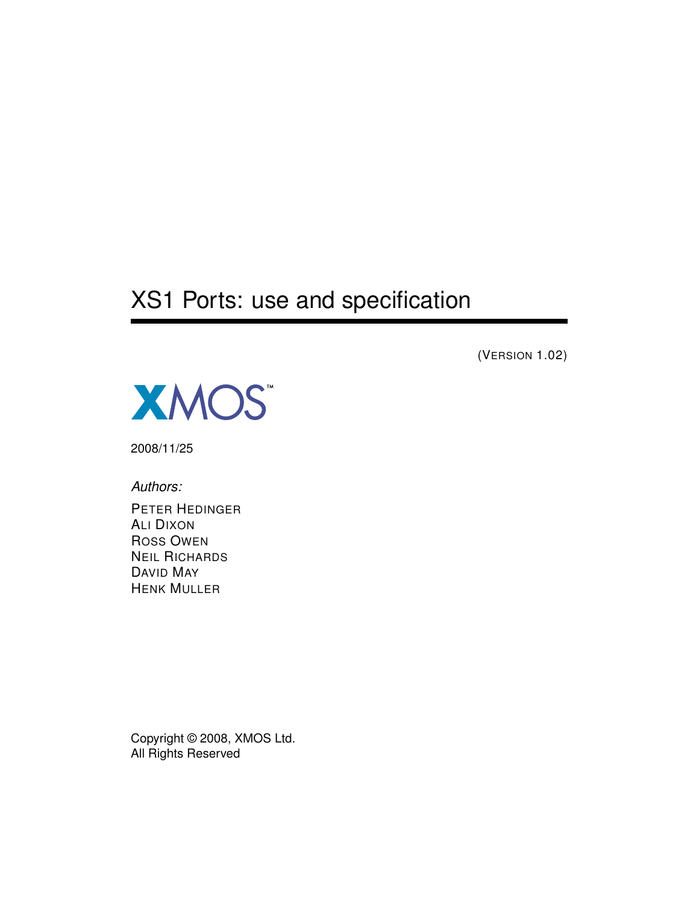# XS1 Ports: use and specification

(VERSION 1.02)

XMOS™

2008/11/25

*Authors:*

PETER HEDINGER
ALI DIXON
ROSS OWEN
NEIL RICHARDS
DAVID MAY
HENK MULLER

Copyright © 2008, XMOS Ltd.
All Rights Reserved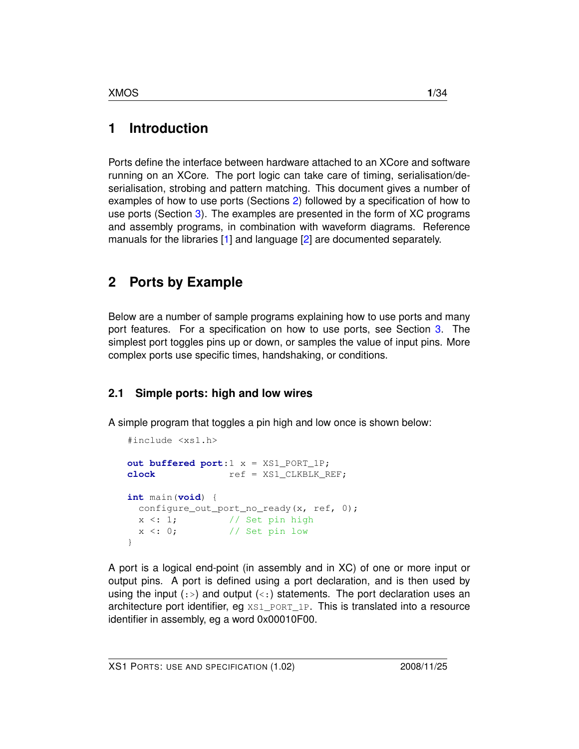# 1 Introduction

Ports define the interface between hardware attached to an XCore and software running on an XCore. The port logic can take care of timing, serialisation/de-serialisation, strobing and pattern matching. This document gives a number of examples of how to use ports (Sections 2) followed by a specification of how to use ports (Section 3). The examples are presented in the form of XC programs and assembly programs, in combination with waveform diagrams. Reference manuals for the libraries [1] and language [2] are documented separately.

# 2 Ports by Example

Below are a number of sample programs explaining how to use ports and many port features. For a specification on how to use ports, see Section 3. The simplest port toggles pins up or down, or samples the value of input pins. More complex ports use specific times, handshaking, or conditions.

## 2.1 Simple ports: high and low wires

A simple program that toggles a pin high and low once is shown below:

```
#include <xs1.h>

out buffered port:1 x = XS1_PORT_1P;
clock               ref = XS1_CLKBLK_REF;

int main(void) {
  configure_out_port_no_ready(x, ref, 0);
  x <: 1;          // Set pin high
  x <: 0;          // Set pin low
}
```

A port is a logical end-point (in assembly and in XC) of one or more input or output pins. A port is defined using a port declaration, and is then used by using the input (:>) and output (<:) statements. The port declaration uses an architecture port identifier, eg XS1_PORT_1P. This is translated into a resource identifier in assembly, eg a word 0x00010F00.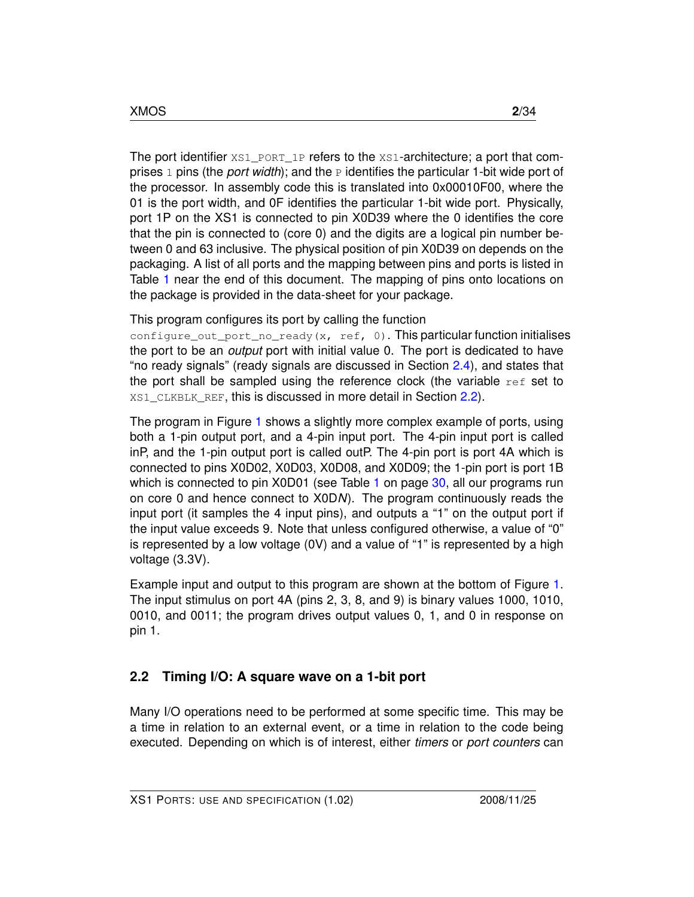The port identifier `XS1_PORT_1P` refers to the `XS1`-architecture; a port that comprises `1` pins (the *port width*); and the `P` identifies the particular 1-bit wide port of the processor. In assembly code this is translated into 0x00010F00, where the 01 is the port width, and 0F identifies the particular 1-bit wide port. Physically, port 1P on the XS1 is connected to pin X0D39 where the 0 identifies the core that the pin is connected to (core 0) and the digits are a logical pin number between 0 and 63 inclusive. The physical position of pin X0D39 on depends on the packaging. A list of all ports and the mapping between pins and ports is listed in Table 1 near the end of this document. The mapping of pins onto locations on the package is provided in the data-sheet for your package.

This program configures its port by calling the function `configure_out_port_no_ready(x, ref, 0)`. This particular function initialises the port to be an *output* port with initial value 0. The port is dedicated to have "no ready signals" (ready signals are discussed in Section 2.4), and states that the port shall be sampled using the reference clock (the variable `ref` set to `XS1_CLKBLK_REF`, this is discussed in more detail in Section 2.2).

The program in Figure 1 shows a slightly more complex example of ports, using both a 1-pin output port, and a 4-pin input port. The 4-pin input port is called inP, and the 1-pin output port is called outP. The 4-pin port is port 4A which is connected to pins X0D02, X0D03, X0D08, and X0D09; the 1-pin port is port 1B which is connected to pin X0D01 (see Table 1 on page 30, all our programs run on core 0 and hence connect to X0D*N*). The program continuously reads the input port (it samples the 4 input pins), and outputs a "1" on the output port if the input value exceeds 9. Note that unless configured otherwise, a value of "0" is represented by a low voltage (0V) and a value of "1" is represented by a high voltage (3.3V).

Example input and output to this program are shown at the bottom of Figure 1. The input stimulus on port 4A (pins 2, 3, 8, and 9) is binary values 1000, 1010, 0010, and 0011; the program drives output values 0, 1, and 0 in response on pin 1.

## 2.2 Timing I/O: A square wave on a 1-bit port

Many I/O operations need to be performed at some specific time. This may be a time in relation to an external event, or a time in relation to the code being executed. Depending on which is of interest, either *timers* or *port counters* can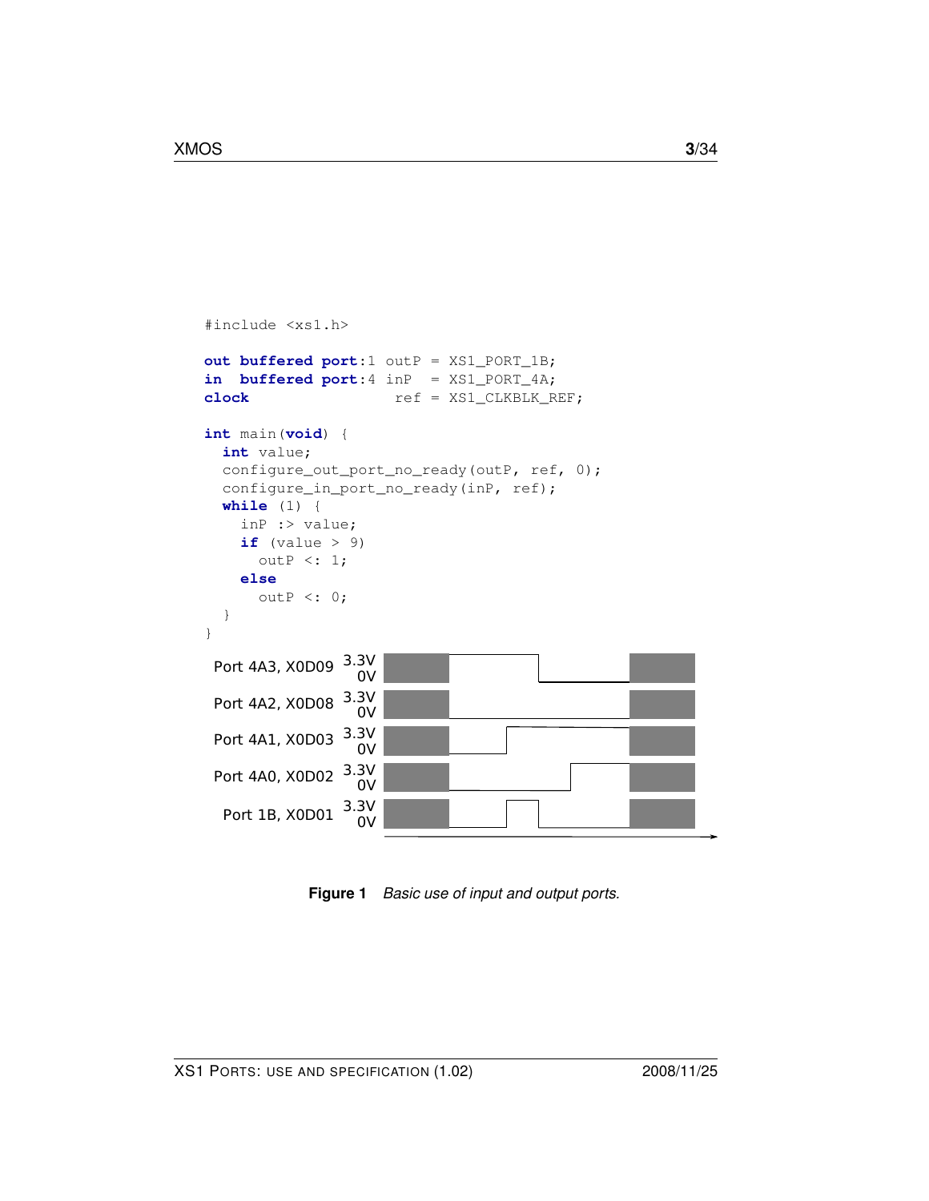```
#include <xs1.h>

out buffered port:1 outP = XS1_PORT_1B;
in  buffered port:4 inP  = XS1_PORT_4A;
clock               ref  = XS1_CLKBLK_REF;

int main(void) {
  int value;
  configure_out_port_no_ready(outP, ref, 0);
  configure_in_port_no_ready(inP, ref);
  while (1) {
    inP :> value;
    if (value > 9)
      outP <: 1;
    else
      outP <: 0;
  }
}
```

Port 4A3, X0D09 3.3V 0V

Port 4A2, X0D08 3.3V 0V

Port 4A1, X0D03 3.3V 0V

Port 4A0, X0D02 3.3V 0V

Port 1B, X0D01 3.3V 0V

**Figure 1** *Basic use of input and output ports.*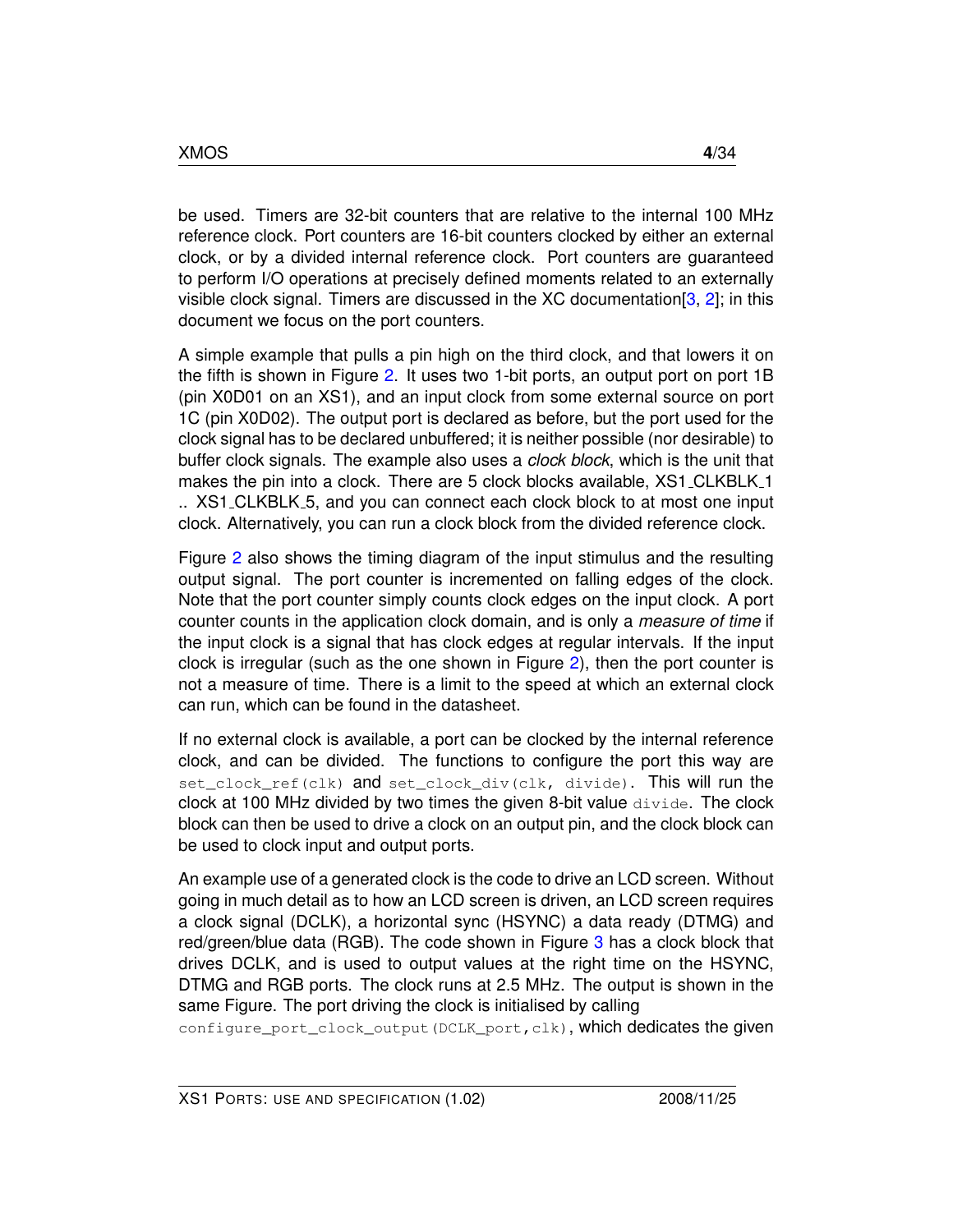be used. Timers are 32-bit counters that are relative to the internal 100 MHz reference clock. Port counters are 16-bit counters clocked by either an external clock, or by a divided internal reference clock. Port counters are guaranteed to perform I/O operations at precisely defined moments related to an externally visible clock signal. Timers are discussed in the XC documentation[3, 2]; in this document we focus on the port counters.

A simple example that pulls a pin high on the third clock, and that lowers it on the fifth is shown in Figure 2. It uses two 1-bit ports, an output port on port 1B (pin X0D01 on an XS1), and an input clock from some external source on port 1C (pin X0D02). The output port is declared as before, but the port used for the clock signal has to be declared unbuffered; it is neither possible (nor desirable) to buffer clock signals. The example also uses a *clock block*, which is the unit that makes the pin into a clock. There are 5 clock blocks available, XS1_CLKBLK_1 .. XS1_CLKBLK_5, and you can connect each clock block to at most one input clock. Alternatively, you can run a clock block from the divided reference clock.

Figure 2 also shows the timing diagram of the input stimulus and the resulting output signal. The port counter is incremented on falling edges of the clock. Note that the port counter simply counts clock edges on the input clock. A port counter counts in the application clock domain, and is only a *measure of time* if the input clock is a signal that has clock edges at regular intervals. If the input clock is irregular (such as the one shown in Figure 2), then the port counter is not a measure of time. There is a limit to the speed at which an external clock can run, which can be found in the datasheet.

If no external clock is available, a port can be clocked by the internal reference clock, and can be divided. The functions to configure the port this way are `set_clock_ref(clk)` and `set_clock_div(clk, divide)`. This will run the clock at 100 MHz divided by two times the given 8-bit value `divide`. The clock block can then be used to drive a clock on an output pin, and the clock block can be used to clock input and output ports.

An example use of a generated clock is the code to drive an LCD screen. Without going in much detail as to how an LCD screen is driven, an LCD screen requires a clock signal (DCLK), a horizontal sync (HSYNC) a data ready (DTMG) and red/green/blue data (RGB). The code shown in Figure 3 has a clock block that drives DCLK, and is used to output values at the right time on the HSYNC, DTMG and RGB ports. The clock runs at 2.5 MHz. The output is shown in the same Figure. The port driving the clock is initialised by calling `configure_port_clock_output(DCLK_port,clk)`, which dedicates the given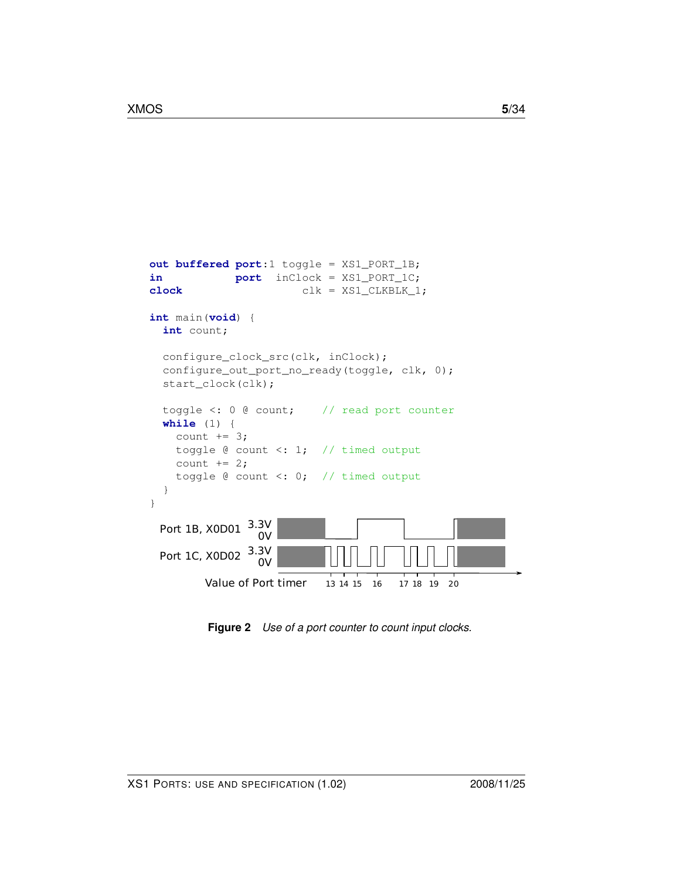```
out buffered port:1 toggle = XS1_PORT_1B;
in           port   inClock = XS1_PORT_1C;
clock                   clk = XS1_CLKBLK_1;

int main(void) {
  int count;

  configure_clock_src(clk, inClock);
  configure_out_port_no_ready(toggle, clk, 0);
  start_clock(clk);

  toggle <: 0 @ count;    // read port counter
  while (1) {
    count += 3;
    toggle @ count <: 1;  // timed output
    count += 2;
    toggle @ count <: 0;  // timed output
  }
}
```

Port 1B, X0D01 3.3V 0V

Port 1C, X0D02 3.3V 0V

Value of Port timer 13 14 15 16 17 18 19 20

**Figure 2** *Use of a port counter to count input clocks.*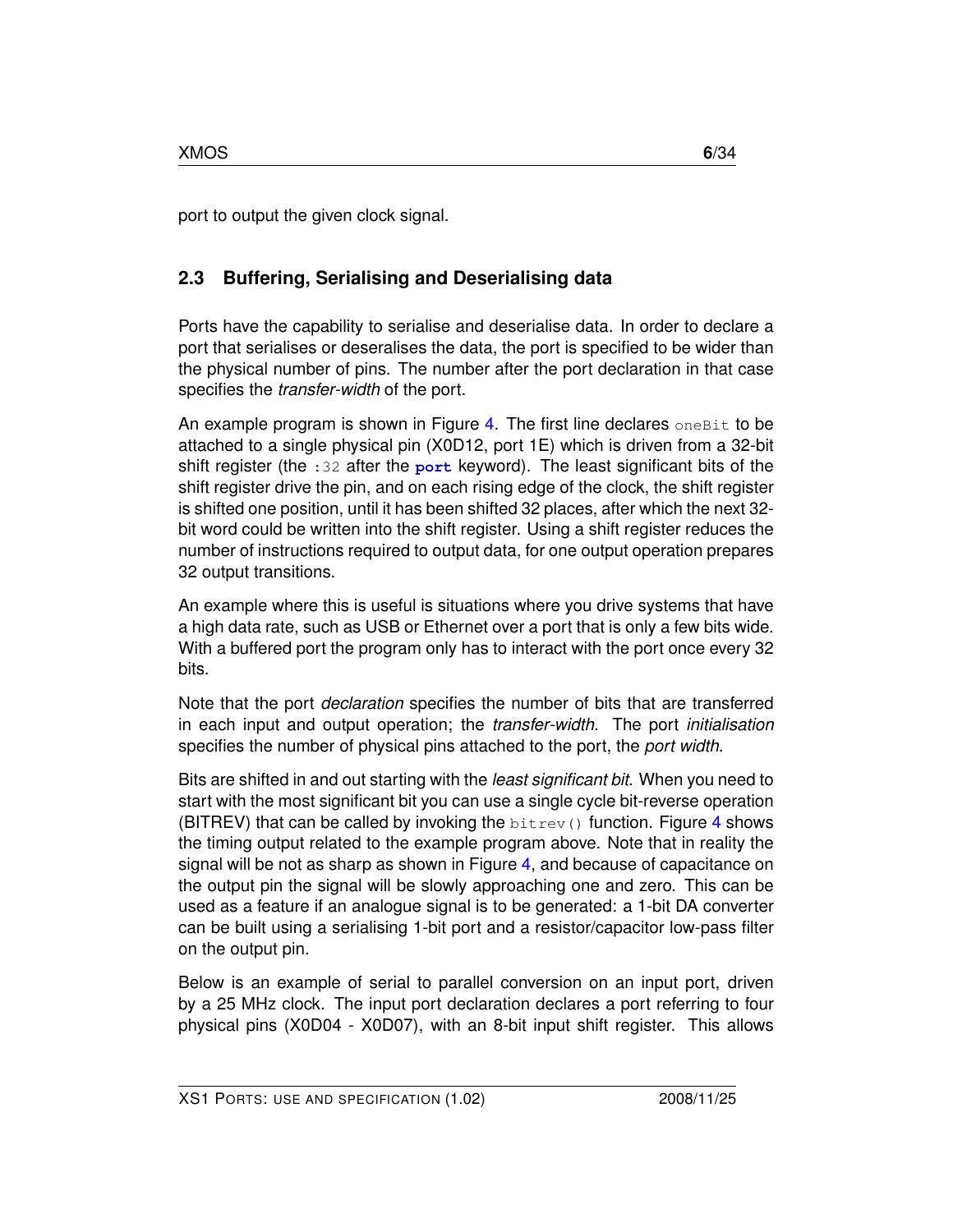port to output the given clock signal.

## 2.3 Buffering, Serialising and Deserialising data

Ports have the capability to serialise and deserialise data. In order to declare a port that serialises or deseralises the data, the port is specified to be wider than the physical number of pins. The number after the port declaration in that case specifies the *transfer-width* of the port.

An example program is shown in Figure 4. The first line declares `oneBit` to be attached to a single physical pin (X0D12, port 1E) which is driven from a 32-bit shift register (the `:32` after the **port** keyword). The least significant bits of the shift register drive the pin, and on each rising edge of the clock, the shift register is shifted one position, until it has been shifted 32 places, after which the next 32-bit word could be written into the shift register. Using a shift register reduces the number of instructions required to output data, for one output operation prepares 32 output transitions.

An example where this is useful is situations where you drive systems that have a high data rate, such as USB or Ethernet over a port that is only a few bits wide. With a buffered port the program only has to interact with the port once every 32 bits.

Note that the port *declaration* specifies the number of bits that are transferred in each input and output operation; the *transfer-width*. The port *initialisation* specifies the number of physical pins attached to the port, the *port width*.

Bits are shifted in and out starting with the *least significant bit*. When you need to start with the most significant bit you can use a single cycle bit-reverse operation (BITREV) that can be called by invoking the `bitrev()` function. Figure 4 shows the timing output related to the example program above. Note that in reality the signal will be not as sharp as shown in Figure 4, and because of capacitance on the output pin the signal will be slowly approaching one and zero. This can be used as a feature if an analogue signal is to be generated: a 1-bit DA converter can be built using a serialising 1-bit port and a resistor/capacitor low-pass filter on the output pin.

Below is an example of serial to parallel conversion on an input port, driven by a 25 MHz clock. The input port declaration declares a port referring to four physical pins (X0D04 - X0D07), with an 8-bit input shift register. This allows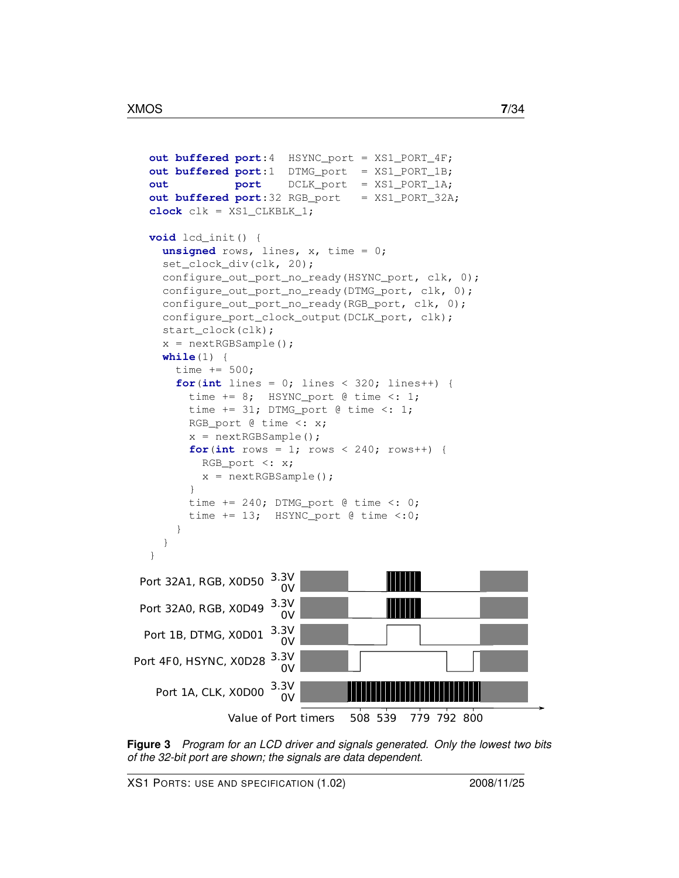```
out buffered port:4  HSYNC_port  = XS1_PORT_4F;
out buffered port:1  DTMG_port   = XS1_PORT_1B;
out          port    DCLK_port   = XS1_PORT_1A;
out buffered port:32 RGB_port    = XS1_PORT_32A;
clock clk = XS1_CLKBLK_1;

void lcd_init() {
  unsigned rows, lines, x, time = 0;
  set_clock_div(clk, 20);
  configure_out_port_no_ready(HSYNC_port, clk, 0);
  configure_out_port_no_ready(DTMG_port, clk, 0);
  configure_out_port_no_ready(RGB_port, clk, 0);
  configure_port_clock_output(DCLK_port, clk);
  start_clock(clk);
  x = nextRGBSample();
  while(1) {
    time += 500;
    for(int lines = 0; lines < 320; lines++) {
      time += 8;  HSYNC_port @ time <: 1;
      time += 31; DTMG_port @ time <: 1;
      RGB_port @ time <: x;
      x = nextRGBSample();
      for(int rows = 1; rows < 240; rows++) {
        RGB_port <: x;
        x = nextRGBSample();
      }
      time += 240; DTMG_port @ time <: 0;
      time += 13;  HSYNC_port @ time <:0;
    }
  }
}
```

Port 32A1, RGB, X0D50 3.3V 0V

Port 32A0, RGB, X0D49 3.3V 0V

Port 1B, DTMG, X0D01 3.3V 0V

Port 4F0, HSYNC, X0D28 3.3V 0V

Port 1A, CLK, X0D00 3.3V 0V

Value of Port timers 508 539 779 792 800

**Figure 3** *Program for an LCD driver and signals generated. Only the lowest two bits of the 32-bit port are shown; the signals are data dependent.*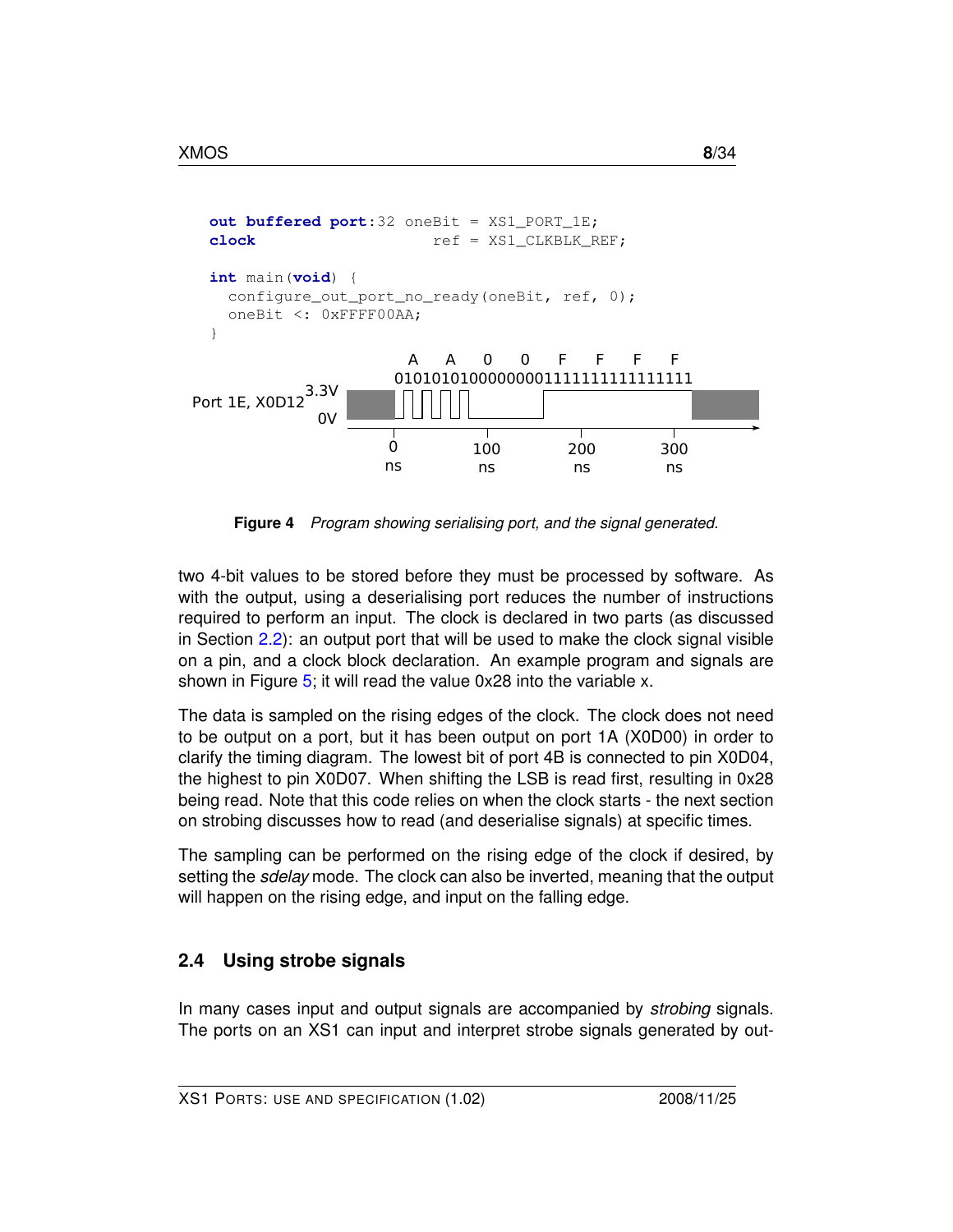```
out buffered port:32 oneBit = XS1_PORT_1E;
clock                    ref = XS1_CLKBLK_REF;

int main(void) {
  configure_out_port_no_ready(oneBit, ref, 0);
  oneBit <: 0xFFFF00AA;
}
```

A A 0 0 F F F F
01010101000000001111111111111111

Port 1E, X0D12 3.3V 0V

0 ns 100 ns 200 ns 300 ns

**Figure 4** *Program showing serialising port, and the signal generated.*

two 4-bit values to be stored before they must be processed by software. As with the output, using a deserialising port reduces the number of instructions required to perform an input. The clock is declared in two parts (as discussed in Section 2.2): an output port that will be used to make the clock signal visible on a pin, and a clock block declaration. An example program and signals are shown in Figure 5; it will read the value 0x28 into the variable x.

The data is sampled on the rising edges of the clock. The clock does not need to be output on a port, but it has been output on port 1A (X0D00) in order to clarify the timing diagram. The lowest bit of port 4B is connected to pin X0D04, the highest to pin X0D07. When shifting the LSB is read first, resulting in 0x28 being read. Note that this code relies on when the clock starts - the next section on strobing discusses how to read (and deserialise signals) at specific times.

The sampling can be performed on the rising edge of the clock if desired, by setting the *sdelay* mode. The clock can also be inverted, meaning that the output will happen on the rising edge, and input on the falling edge.

## 2.4 Using strobe signals

In many cases input and output signals are accompanied by *strobing* signals. The ports on an XS1 can input and interpret strobe signals generated by out-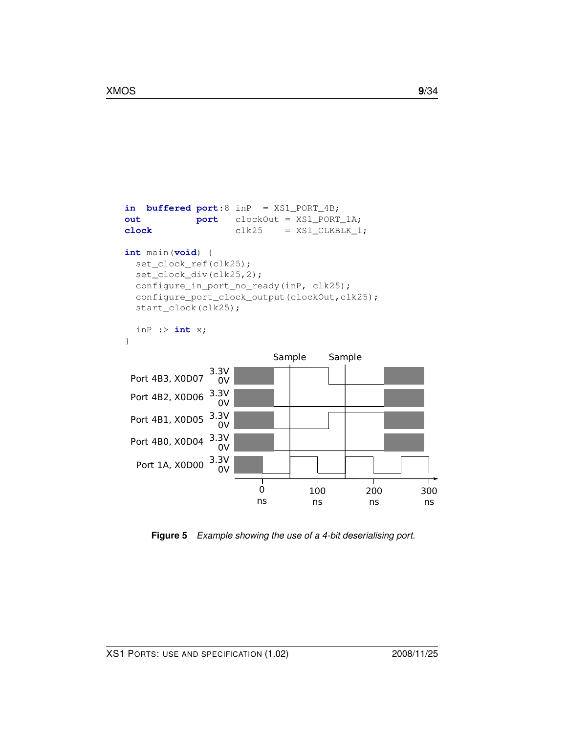```
in  buffered port:8 inP   = XS1_PORT_4B;
out          port   clockOut = XS1_PORT_1A;
clock               clk25    = XS1_CLKBLK_1;

int main(void) {
  set_clock_ref(clk25);
  set_clock_div(clk25,2);
  configure_in_port_no_ready(inP, clk25);
  configure_port_clock_output(clockOut,clk25);
  start_clock(clk25);

  inP :> int x;
}
```

Sample Sample

Port 4B3, X0D07 3.3V 0V

Port 4B2, X0D06 3.3V 0V

Port 4B1, X0D05 3.3V 0V

Port 4B0, X0D04 3.3V 0V

Port 1A, X0D00 3.3V 0V

0 ns 100 ns 200 ns 300 ns

**Figure 5** *Example showing the use of a 4-bit deserialising port.*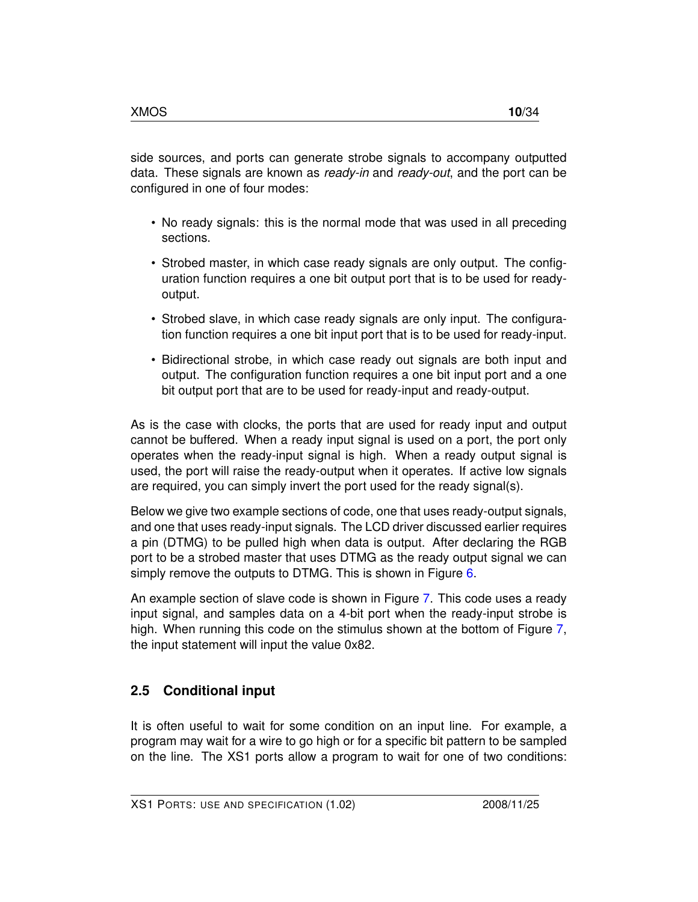side sources, and ports can generate strobe signals to accompany outputted data. These signals are known as *ready-in* and *ready-out*, and the port can be configured in one of four modes:

- No ready signals: this is the normal mode that was used in all preceding sections.
- Strobed master, in which case ready signals are only output. The configuration function requires a one bit output port that is to be used for ready-output.
- Strobed slave, in which case ready signals are only input. The configuration function requires a one bit input port that is to be used for ready-input.
- Bidirectional strobe, in which case ready out signals are both input and output. The configuration function requires a one bit input port and a one bit output port that are to be used for ready-input and ready-output.

As is the case with clocks, the ports that are used for ready input and output cannot be buffered. When a ready input signal is used on a port, the port only operates when the ready-input signal is high. When a ready output signal is used, the port will raise the ready-output when it operates. If active low signals are required, you can simply invert the port used for the ready signal(s).

Below we give two example sections of code, one that uses ready-output signals, and one that uses ready-input signals. The LCD driver discussed earlier requires a pin (DTMG) to be pulled high when data is output. After declaring the RGB port to be a strobed master that uses DTMG as the ready output signal we can simply remove the outputs to DTMG. This is shown in Figure 6.

An example section of slave code is shown in Figure 7. This code uses a ready input signal, and samples data on a 4-bit port when the ready-input strobe is high. When running this code on the stimulus shown at the bottom of Figure 7, the input statement will input the value 0x82.

## 2.5 Conditional input

It is often useful to wait for some condition on an input line. For example, a program may wait for a wire to go high or for a specific bit pattern to be sampled on the line. The XS1 ports allow a program to wait for one of two conditions: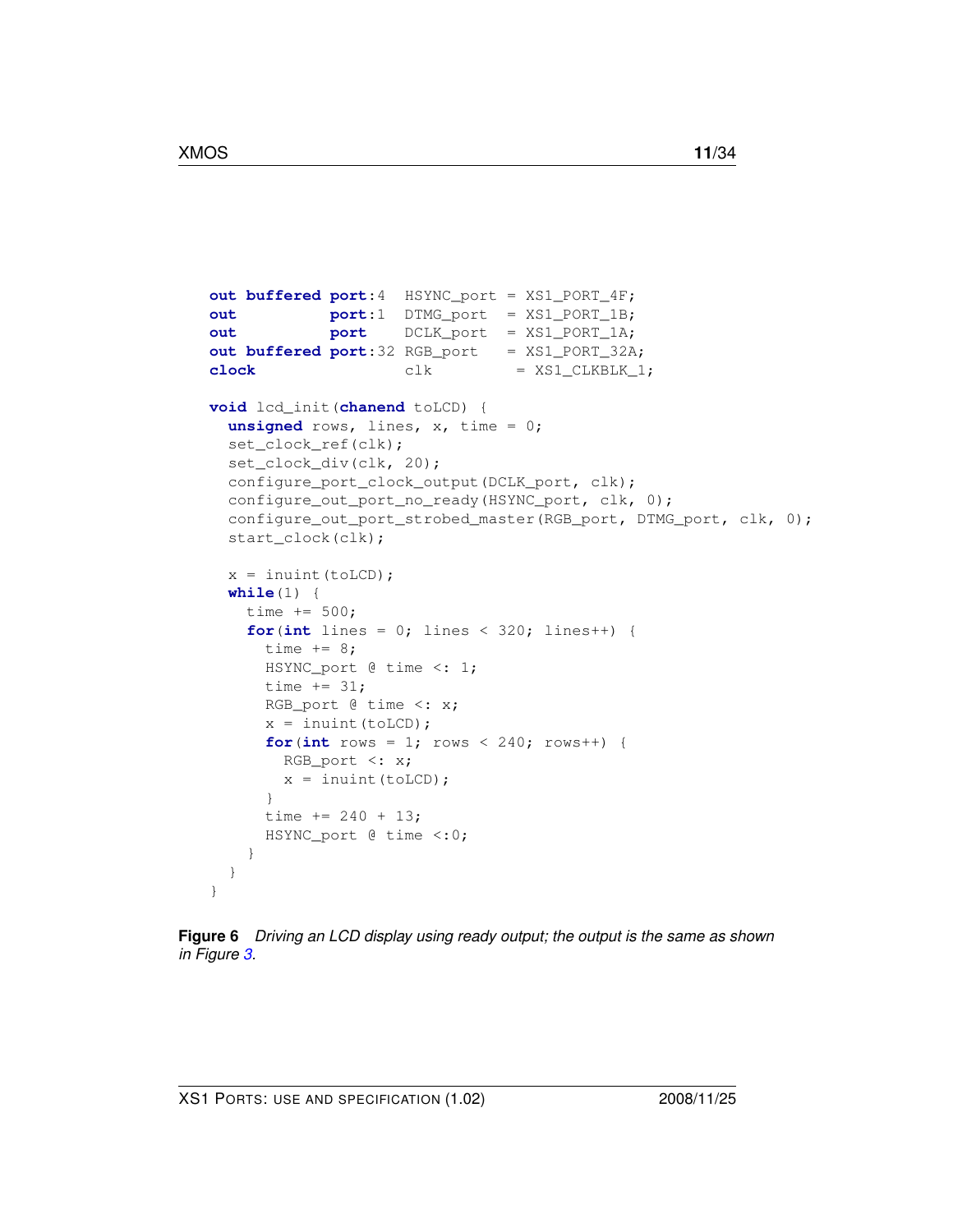```
out buffered port:4  HSYNC_port  = XS1_PORT_4F;
out          port:1  DTMG_port   = XS1_PORT_1B;
out          port    DCLK_port   = XS1_PORT_1A;
out buffered port:32 RGB_port    = XS1_PORT_32A;
clock                clk          = XS1_CLKBLK_1;

void lcd_init(chanend toLCD) {
  unsigned rows, lines, x, time = 0;
  set_clock_ref(clk);
  set_clock_div(clk, 20);
  configure_port_clock_output(DCLK_port, clk);
  configure_out_port_no_ready(HSYNC_port, clk, 0);
  configure_out_port_strobed_master(RGB_port, DTMG_port, clk, 0);
  start_clock(clk);

  x = inuint(toLCD);
  while(1) {
    time += 500;
    for(int lines = 0; lines < 320; lines++) {
      time += 8;
      HSYNC_port @ time <: 1;
      time += 31;
      RGB_port @ time <: x;
      x = inuint(toLCD);
      for(int rows = 1; rows < 240; rows++) {
        RGB_port <: x;
        x = inuint(toLCD);
      }
      time += 240 + 13;
      HSYNC_port @ time <:0;
    }
  }
}
```

**Figure 6** *Driving an LCD display using ready output; the output is the same as shown in Figure 3.*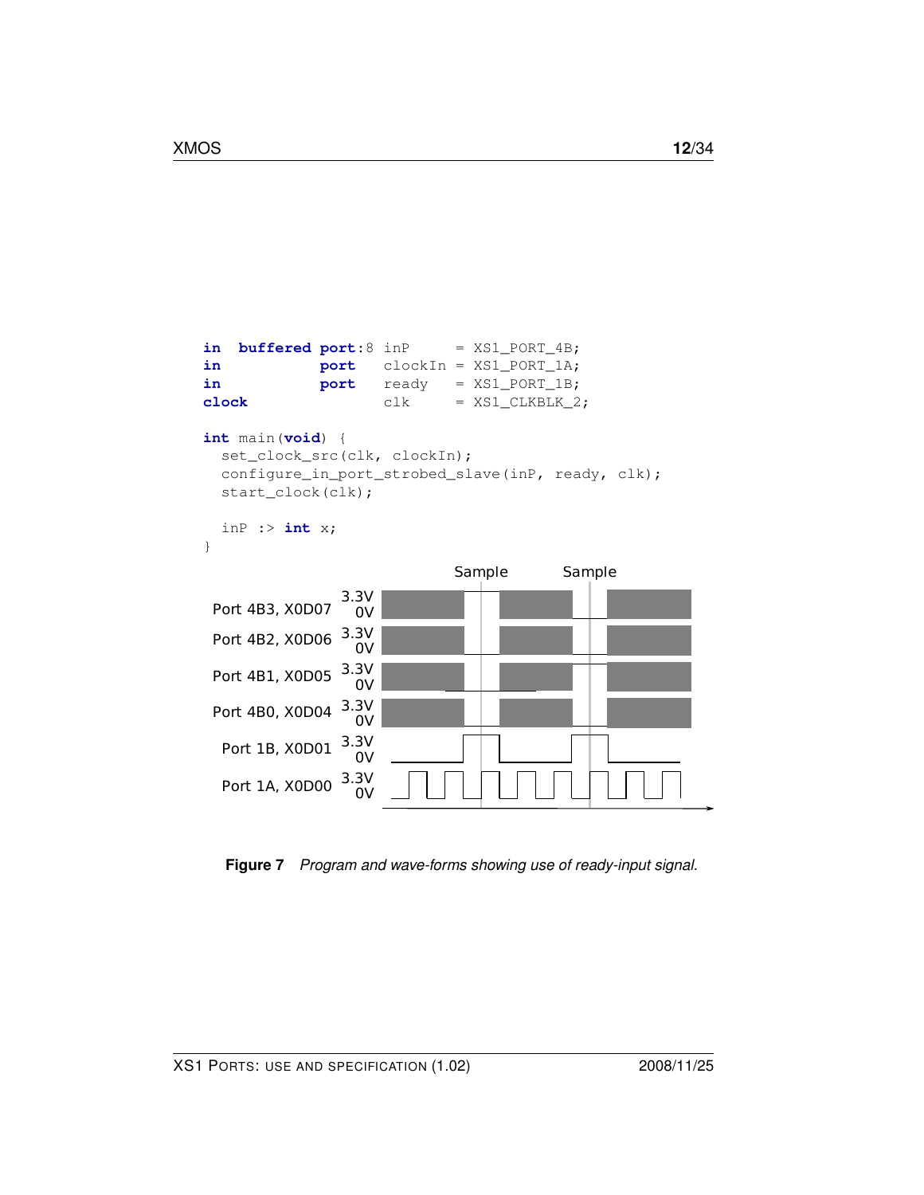```
in  buffered port:8 inP     = XS1_PORT_4B;
in           port   clockIn = XS1_PORT_1A;
in           port   ready   = XS1_PORT_1B;
clock               clk     = XS1_CLKBLK_2;

int main(void) {
  set_clock_src(clk, clockIn);
  configure_in_port_strobed_slave(inP, ready, clk);
  start_clock(clk);

  inP :> int x;
}
```

Sample Sample

Port 4B3, X0D07 3.3V 0V

Port 4B2, X0D06 3.3V 0V

Port 4B1, X0D05 3.3V 0V

Port 4B0, X0D04 3.3V 0V

Port 1B, X0D01 3.3V 0V

Port 1A, X0D00 3.3V 0V

**Figure 7** *Program and wave-forms showing use of ready-input signal.*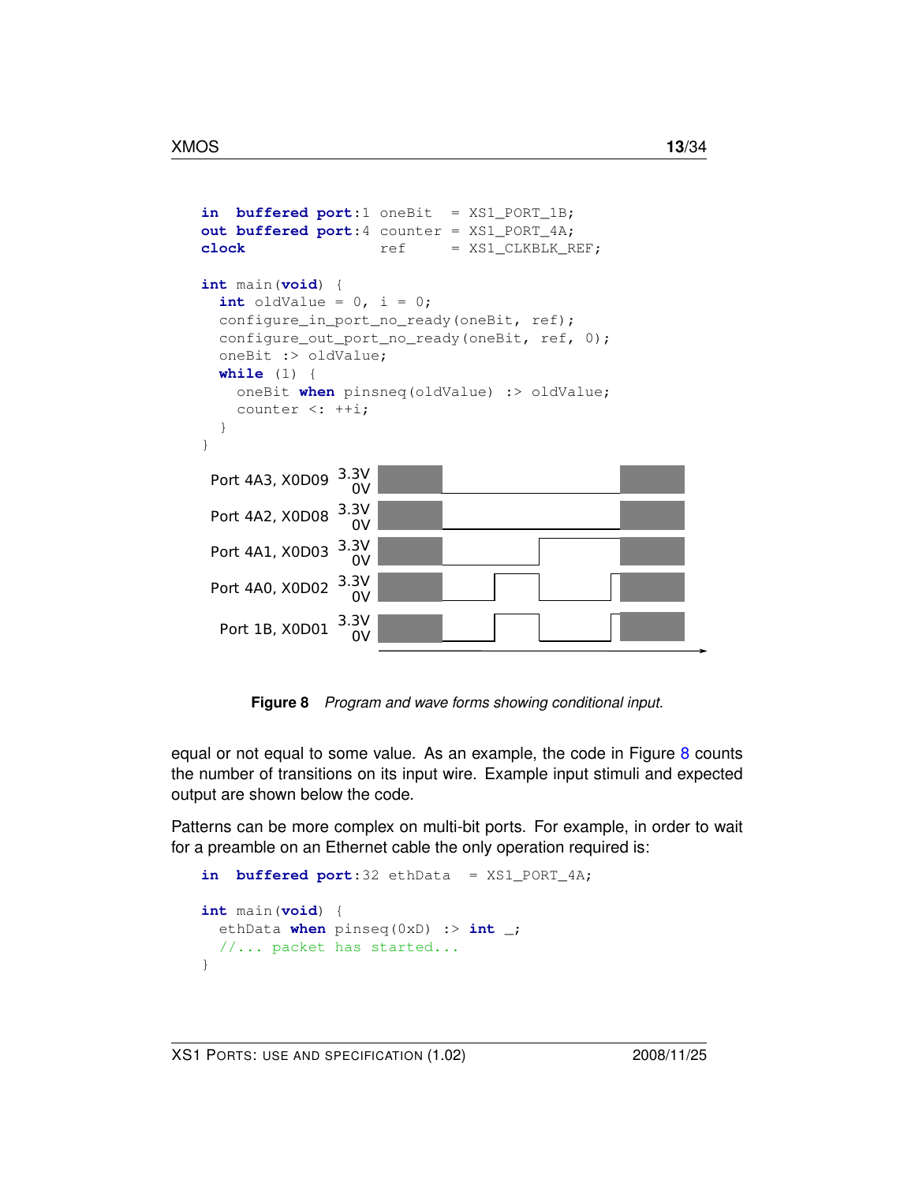```
in  buffered port:1 oneBit  = XS1_PORT_1B;
out buffered port:4 counter = XS1_PORT_4A;
clock               ref     = XS1_CLKBLK_REF;

int main(void) {
  int oldValue = 0, i = 0;
  configure_in_port_no_ready(oneBit, ref);
  configure_out_port_no_ready(oneBit, ref, 0);
  oneBit :> oldValue;
  while (1) {
    oneBit when pinsneq(oldValue) :> oldValue;
    counter <: ++i;
  }
}
```

Port 4A3, X0D09 3.3V 0V

Port 4A2, X0D08 3.3V 0V

Port 4A1, X0D03 3.3V 0V

Port 4A0, X0D02 3.3V 0V

Port 1B, X0D01 3.3V 0V

**Figure 8** *Program and wave forms showing conditional input.*

equal or not equal to some value. As an example, the code in Figure 8 counts the number of transitions on its input wire. Example input stimuli and expected output are shown below the code.

Patterns can be more complex on multi-bit ports. For example, in order to wait for a preamble on an Ethernet cable the only operation required is:

```
in  buffered port:32 ethData  = XS1_PORT_4A;

int main(void) {
  ethData when pinseq(0xD) :> int _;
  //... packet has started...
}
```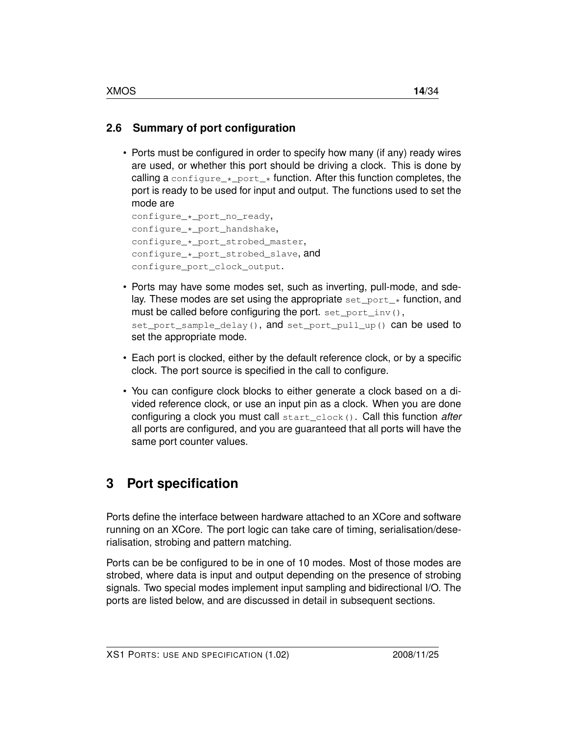### 2.6 Summary of port configuration

- Ports must be configured in order to specify how many (if any) ready wires are used, or whether this port should be driving a clock. This is done by calling a `configure_*_port_*` function. After this function completes, the port is ready to be used for input and output. The functions used to set the mode are
  `configure_*_port_no_ready`,
  `configure_*_port_handshake`,
  `configure_*_port_strobed_master`,
  `configure_*_port_strobed_slave`, and
  `configure_port_clock_output`.
- Ports may have some modes set, such as inverting, pull-mode, and sdelay. These modes are set using the appropriate `set_port_*` function, and must be called before configuring the port. `set_port_inv()`, `set_port_sample_delay()`, and `set_port_pull_up()` can be used to set the appropriate mode.
- Each port is clocked, either by the default reference clock, or by a specific clock. The port source is specified in the call to configure.
- You can configure clock blocks to either generate a clock based on a divided reference clock, or use an input pin as a clock. When you are done configuring a clock you must call `start_clock()`. Call this function *after* all ports are configured, and you are guaranteed that all ports will have the same port counter values.

# 3 Port specification

Ports define the interface between hardware attached to an XCore and software running on an XCore. The port logic can take care of timing, serialisation/deserialisation, strobing and pattern matching.

Ports can be be configured to be in one of 10 modes. Most of those modes are strobed, where data is input and output depending on the presence of strobing signals. Two special modes implement input sampling and bidirectional I/O. The ports are listed below, and are discussed in detail in subsequent sections.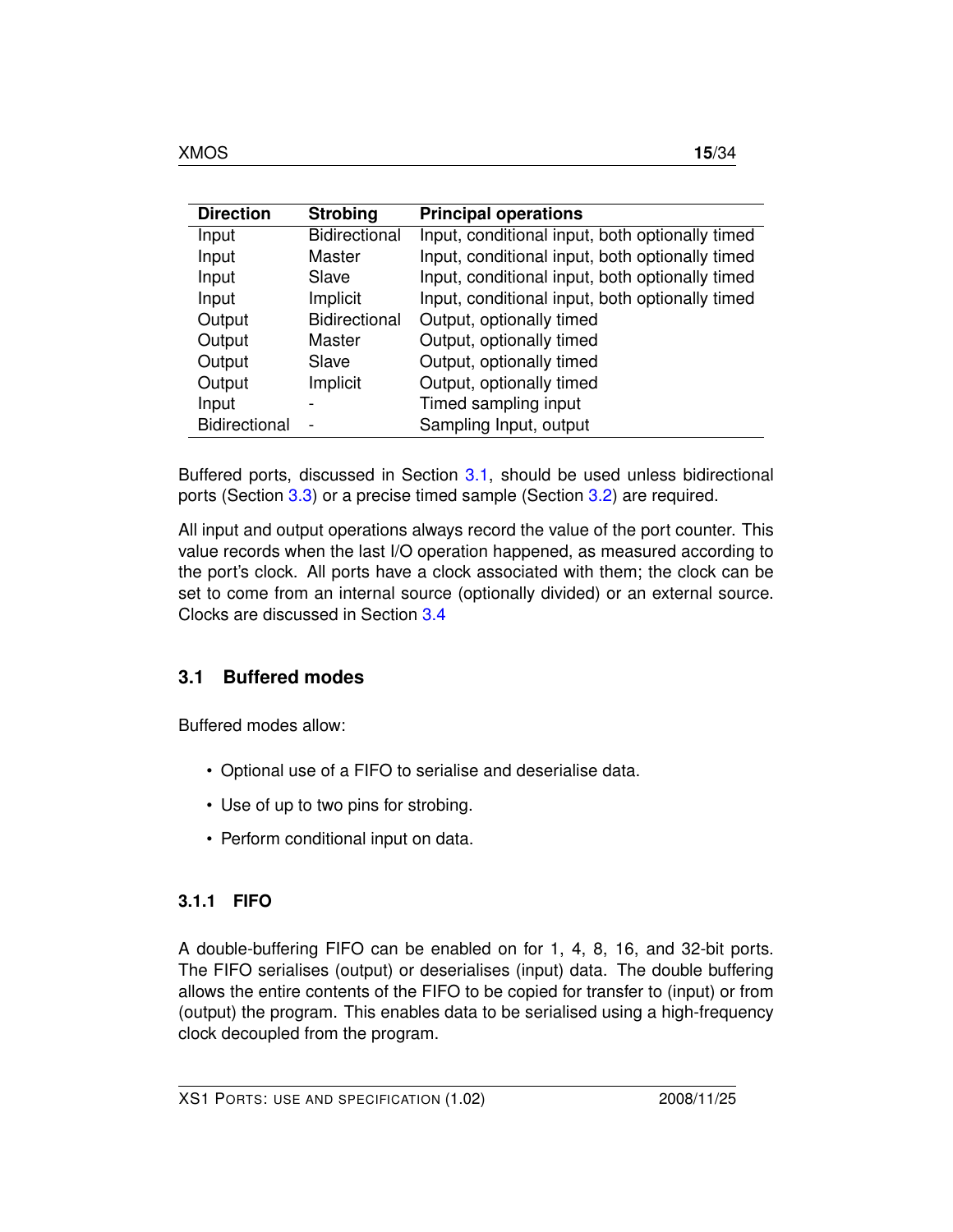| Direction | Strobing | Principal operations |
|---|---|---|
| Input | Bidirectional | Input, conditional input, both optionally timed |
| Input | Master | Input, conditional input, both optionally timed |
| Input | Slave | Input, conditional input, both optionally timed |
| Input | Implicit | Input, conditional input, both optionally timed |
| Output | Bidirectional | Output, optionally timed |
| Output | Master | Output, optionally timed |
| Output | Slave | Output, optionally timed |
| Output | Implicit | Output, optionally timed |
| Input | - | Timed sampling input |
| Bidirectional | - | Sampling Input, output |

Buffered ports, discussed in Section 3.1, should be used unless bidirectional ports (Section 3.3) or a precise timed sample (Section 3.2) are required.

All input and output operations always record the value of the port counter. This value records when the last I/O operation happened, as measured according to the port's clock. All ports have a clock associated with them; the clock can be set to come from an internal source (optionally divided) or an external source. Clocks are discussed in Section 3.4

## 3.1 Buffered modes

Buffered modes allow:

- Optional use of a FIFO to serialise and deserialise data.
- Use of up to two pins for strobing.
- Perform conditional input on data.

### 3.1.1 FIFO

A double-buffering FIFO can be enabled on for 1, 4, 8, 16, and 32-bit ports. The FIFO serialises (output) or deserialises (input) data. The double buffering allows the entire contents of the FIFO to be copied for transfer to (input) or from (output) the program. This enables data to be serialised using a high-frequency clock decoupled from the program.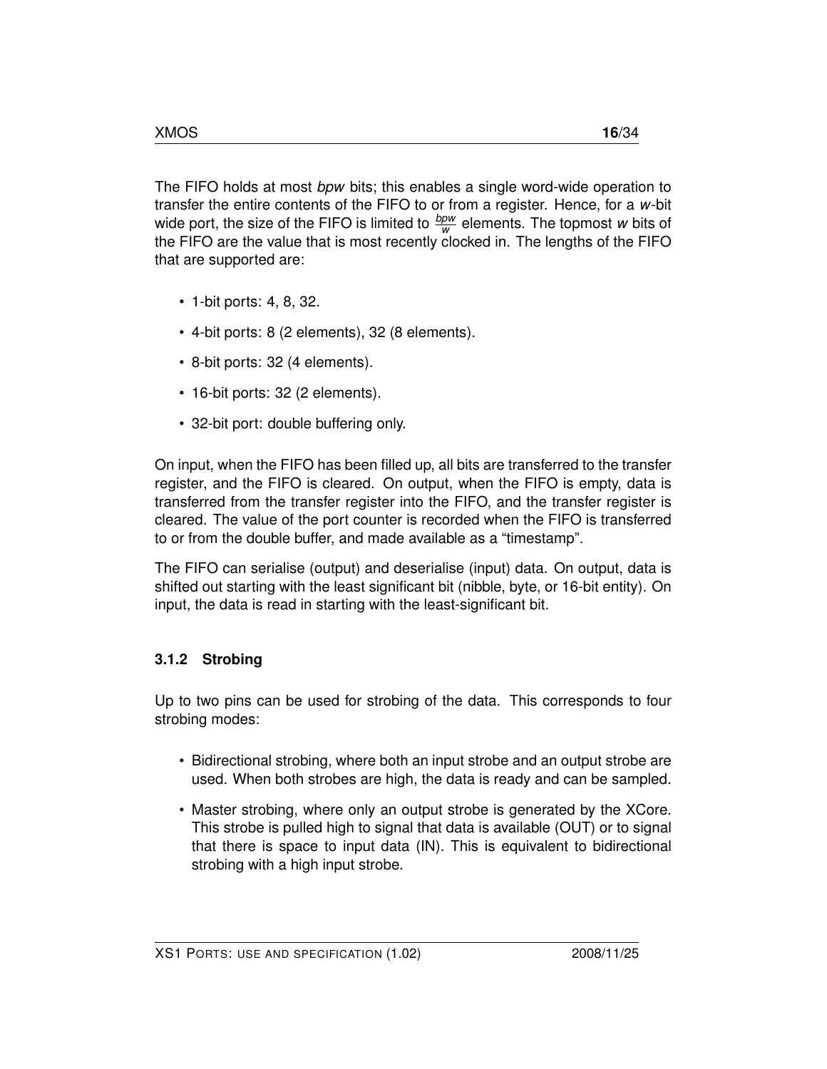The FIFO holds at most *bpw* bits; this enables a single word-wide operation to transfer the entire contents of the FIFO to or from a register. Hence, for a *w*-bit wide port, the size of the FIFO is limited to $\frac{bpw}{w}$ elements. The topmost *w* bits of the FIFO are the value that is most recently clocked in. The lengths of the FIFO that are supported are:

- 1-bit ports: 4, 8, 32.
- 4-bit ports: 8 (2 elements), 32 (8 elements).
- 8-bit ports: 32 (4 elements).
- 16-bit ports: 32 (2 elements).
- 32-bit port: double buffering only.

On input, when the FIFO has been filled up, all bits are transferred to the transfer register, and the FIFO is cleared. On output, when the FIFO is empty, data is transferred from the transfer register into the FIFO, and the transfer register is cleared. The value of the port counter is recorded when the FIFO is transferred to or from the double buffer, and made available as a "timestamp".

The FIFO can serialise (output) and deserialise (input) data. On output, data is shifted out starting with the least significant bit (nibble, byte, or 16-bit entity). On input, the data is read in starting with the least-significant bit.

### 3.1.2 Strobing

Up to two pins can be used for strobing of the data. This corresponds to four strobing modes:

- Bidirectional strobing, where both an input strobe and an output strobe are used. When both strobes are high, the data is ready and can be sampled.
- Master strobing, where only an output strobe is generated by the XCore. This strobe is pulled high to signal that data is available (OUT) or to signal that there is space to input data (IN). This is equivalent to bidirectional strobing with a high input strobe.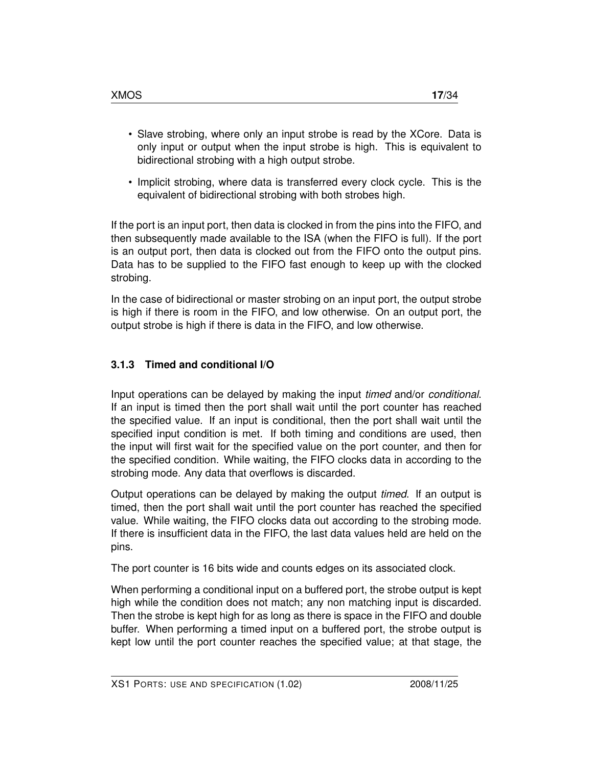- Slave strobing, where only an input strobe is read by the XCore. Data is only input or output when the input strobe is high. This is equivalent to bidirectional strobing with a high output strobe.
- Implicit strobing, where data is transferred every clock cycle. This is the equivalent of bidirectional strobing with both strobes high.

If the port is an input port, then data is clocked in from the pins into the FIFO, and then subsequently made available to the ISA (when the FIFO is full). If the port is an output port, then data is clocked out from the FIFO onto the output pins. Data has to be supplied to the FIFO fast enough to keep up with the clocked strobing.

In the case of bidirectional or master strobing on an input port, the output strobe is high if there is room in the FIFO, and low otherwise. On an output port, the output strobe is high if there is data in the FIFO, and low otherwise.

### 3.1.3 Timed and conditional I/O

Input operations can be delayed by making the input *timed* and/or *conditional*. If an input is timed then the port shall wait until the port counter has reached the specified value. If an input is conditional, then the port shall wait until the specified input condition is met. If both timing and conditions are used, then the input will first wait for the specified value on the port counter, and then for the specified condition. While waiting, the FIFO clocks data in according to the strobing mode. Any data that overflows is discarded.

Output operations can be delayed by making the output *timed*. If an output is timed, then the port shall wait until the port counter has reached the specified value. While waiting, the FIFO clocks data out according to the strobing mode. If there is insufficient data in the FIFO, the last data values held are held on the pins.

The port counter is 16 bits wide and counts edges on its associated clock.

When performing a conditional input on a buffered port, the strobe output is kept high while the condition does not match; any non matching input is discarded. Then the strobe is kept high for as long as there is space in the FIFO and double buffer. When performing a timed input on a buffered port, the strobe output is kept low until the port counter reaches the specified value; at that stage, the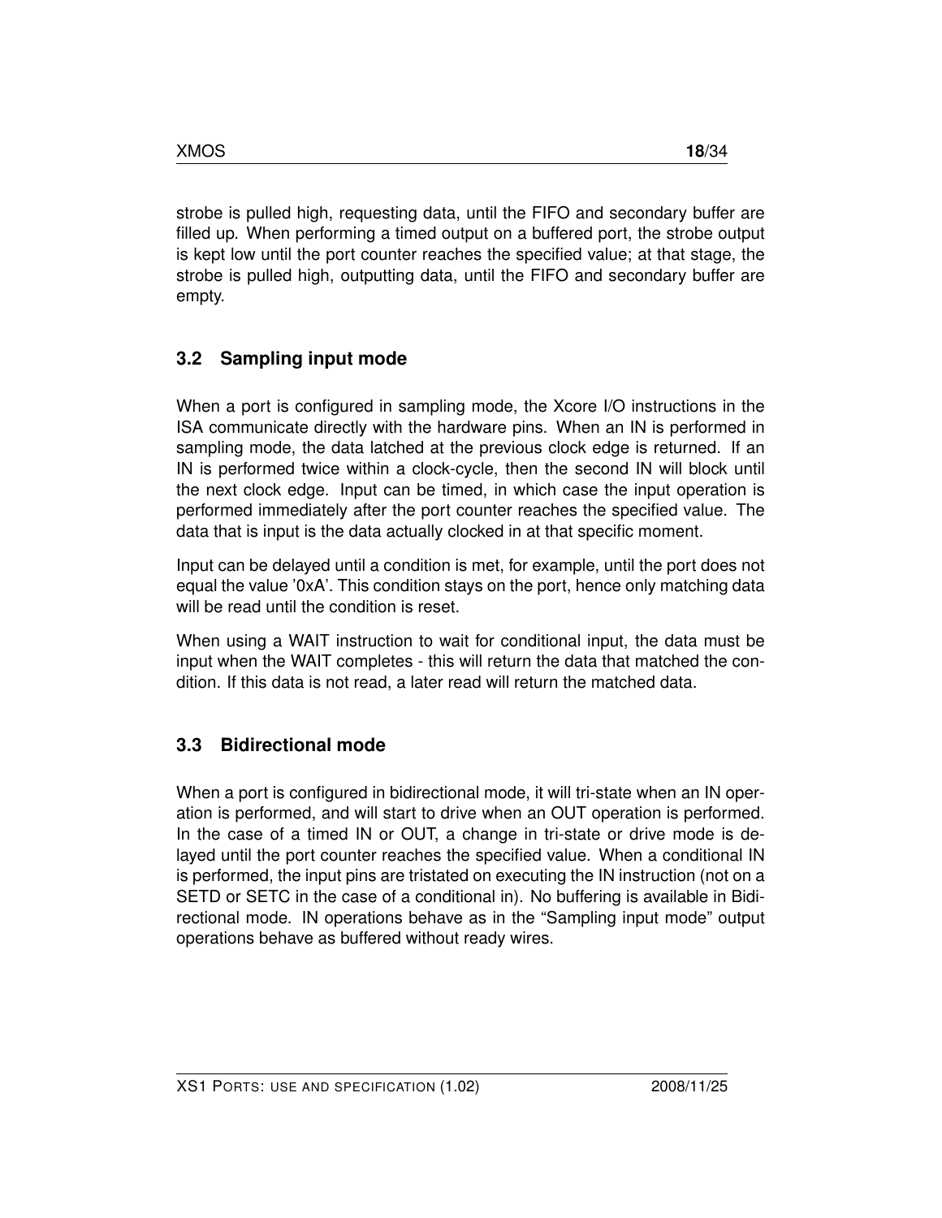strobe is pulled high, requesting data, until the FIFO and secondary buffer are filled up. When performing a timed output on a buffered port, the strobe output is kept low until the port counter reaches the specified value; at that stage, the strobe is pulled high, outputting data, until the FIFO and secondary buffer are empty.

## 3.2 Sampling input mode

When a port is configured in sampling mode, the Xcore I/O instructions in the ISA communicate directly with the hardware pins. When an IN is performed in sampling mode, the data latched at the previous clock edge is returned. If an IN is performed twice within a clock-cycle, then the second IN will block until the next clock edge. Input can be timed, in which case the input operation is performed immediately after the port counter reaches the specified value. The data that is input is the data actually clocked in at that specific moment.

Input can be delayed until a condition is met, for example, until the port does not equal the value '0xA'. This condition stays on the port, hence only matching data will be read until the condition is reset.

When using a WAIT instruction to wait for conditional input, the data must be input when the WAIT completes - this will return the data that matched the condition. If this data is not read, a later read will return the matched data.

## 3.3 Bidirectional mode

When a port is configured in bidirectional mode, it will tri-state when an IN operation is performed, and will start to drive when an OUT operation is performed. In the case of a timed IN or OUT, a change in tri-state or drive mode is delayed until the port counter reaches the specified value. When a conditional IN is performed, the input pins are tristated on executing the IN instruction (not on a SETD or SETC in the case of a conditional in). No buffering is available in Bidirectional mode. IN operations behave as in the "Sampling input mode" output operations behave as buffered without ready wires.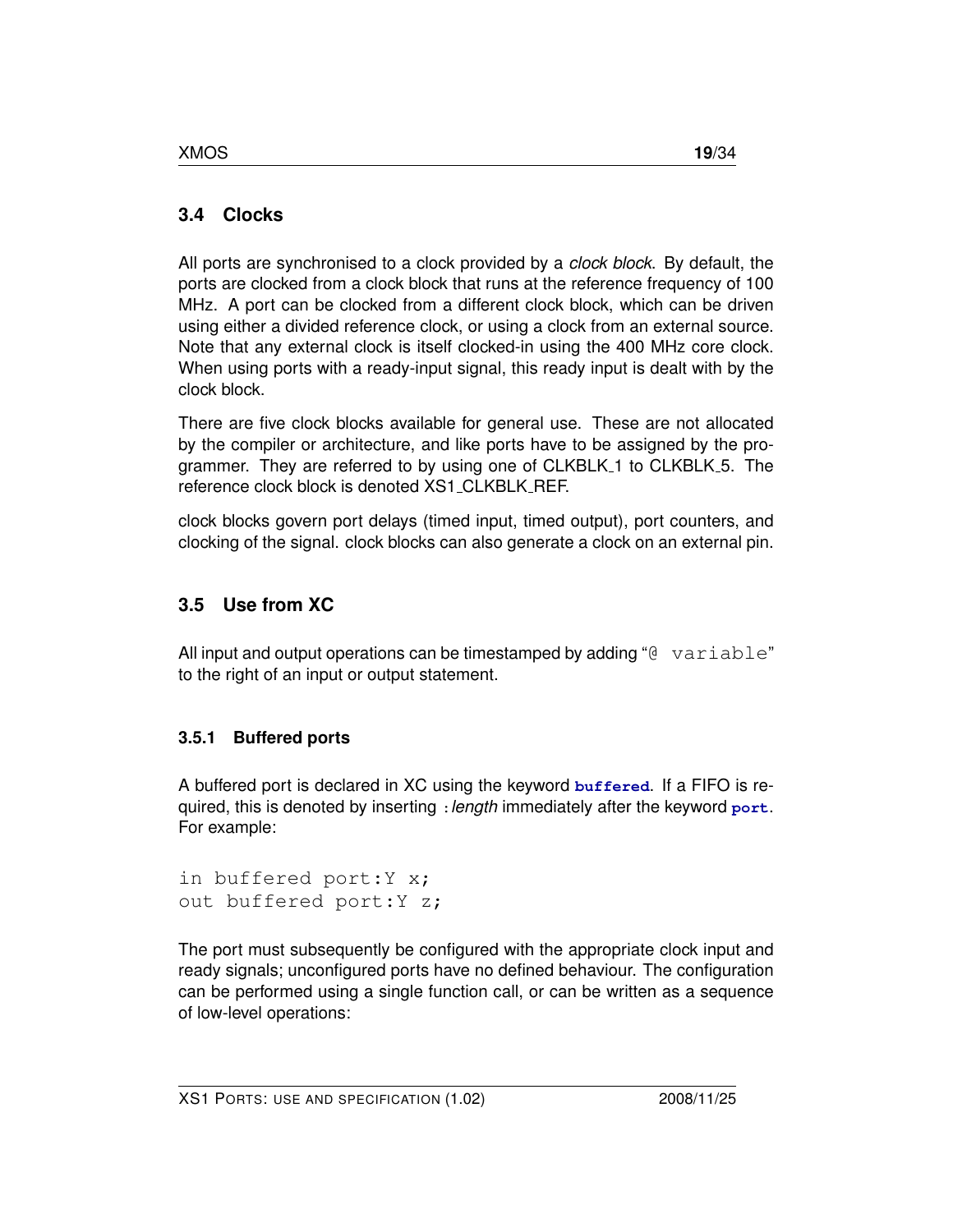## 3.4 Clocks

All ports are synchronised to a clock provided by a *clock block*. By default, the ports are clocked from a clock block that runs at the reference frequency of 100 MHz. A port can be clocked from a different clock block, which can be driven using either a divided reference clock, or using a clock from an external source. Note that any external clock is itself clocked-in using the 400 MHz core clock. When using ports with a ready-input signal, this ready input is dealt with by the clock block.

There are five clock blocks available for general use. These are not allocated by the compiler or architecture, and like ports have to be assigned by the programmer. They are referred to by using one of CLKBLK_1 to CLKBLK_5. The reference clock block is denoted XS1_CLKBLK_REF.

clock blocks govern port delays (timed input, timed output), port counters, and clocking of the signal. clock blocks can also generate a clock on an external pin.

## 3.5 Use from XC

All input and output operations can be timestamped by adding "`@ variable`" to the right of an input or output statement.

### 3.5.1 Buffered ports

A buffered port is declared in XC using the keyword **`buffered`**. If a FIFO is required, this is denoted by inserting `:`*length* immediately after the keyword **`port`**. For example:

```
in buffered port:Y x;
out buffered port:Y z;
```

The port must subsequently be configured with the appropriate clock input and ready signals; unconfigured ports have no defined behaviour. The configuration can be performed using a single function call, or can be written as a sequence of low-level operations: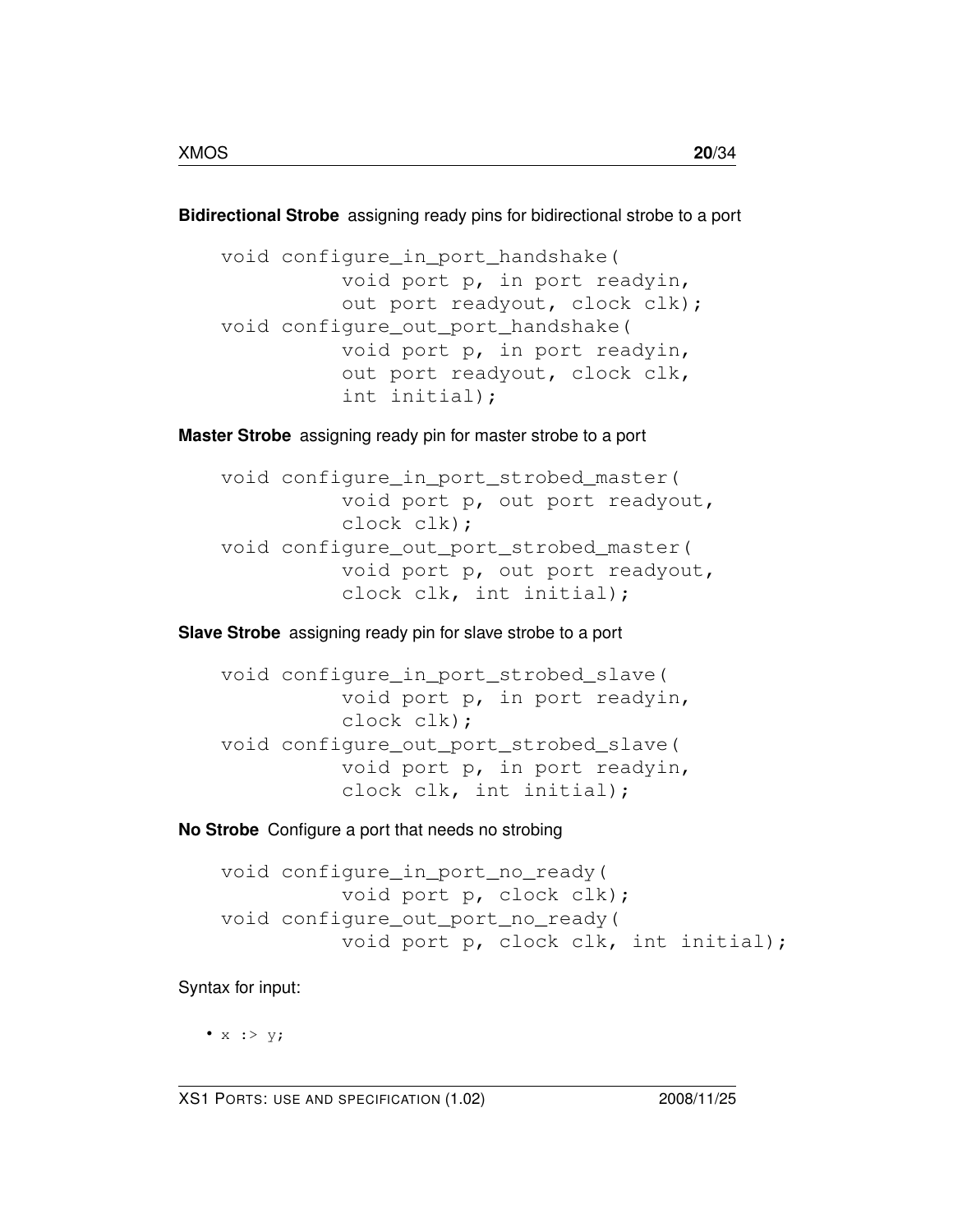**Bidirectional Strobe** assigning ready pins for bidirectional strobe to a port

```
void configure_in_port_handshake(
          void port p, in port readyin,
          out port readyout, clock clk);
void configure_out_port_handshake(
          void port p, in port readyin,
          out port readyout, clock clk,
          int initial);
```

**Master Strobe** assigning ready pin for master strobe to a port

```
void configure_in_port_strobed_master(
          void port p, out port readyout,
          clock clk);
void configure_out_port_strobed_master(
          void port p, out port readyout,
          clock clk, int initial);
```

**Slave Strobe** assigning ready pin for slave strobe to a port

```
void configure_in_port_strobed_slave(
          void port p, in port readyin,
          clock clk);
void configure_out_port_strobed_slave(
          void port p, in port readyin,
          clock clk, int initial);
```

**No Strobe** Configure a port that needs no strobing

```
void configure_in_port_no_ready(
          void port p, clock clk);
void configure_out_port_no_ready(
          void port p, clock clk, int initial);
```

Syntax for input:

- `x :> y;`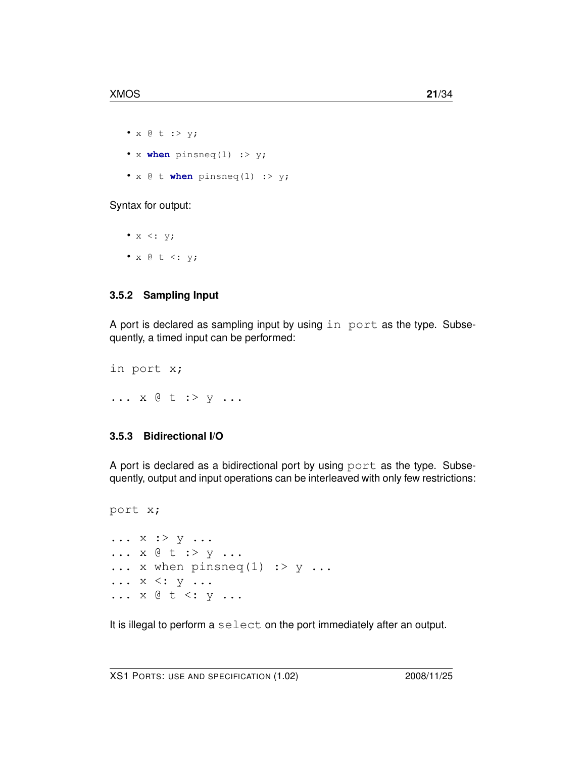- `x @ t :> y;`
- `x when pinsneq(1) :> y;`
- `x @ t when pinsneq(1) :> y;`

Syntax for output:

- `x <: y;`
- `x @ t <: y;`

### 3.5.2 Sampling Input

A port is declared as sampling input by using `in port` as the type. Subsequently, a timed input can be performed:

```
in port x;

... x @ t :> y ...
```

### 3.5.3 Bidirectional I/O

A port is declared as a bidirectional port by using `port` as the type. Subsequently, output and input operations can be interleaved with only few restrictions:

```
port x;

... x :> y ...
... x @ t :> y ...
... x when pinsneq(1) :> y ...
... x <: y ...
... x @ t <: y ...
```

It is illegal to perform a `select` on the port immediately after an output.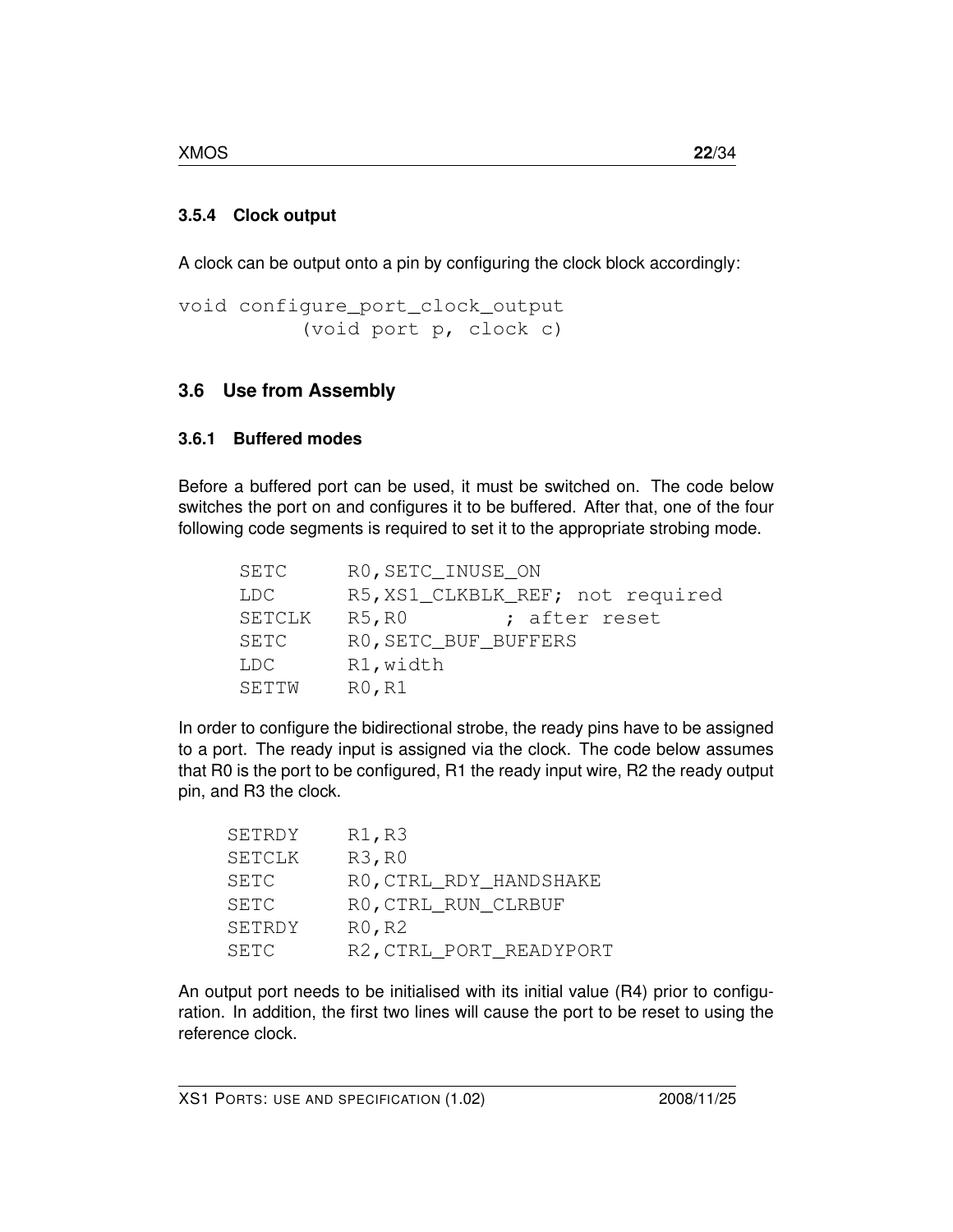#### 3.5.4 Clock output

A clock can be output onto a pin by configuring the clock block accordingly:

```
void configure_port_clock_output
          (void port p, clock c)
```

### 3.6 Use from Assembly

#### 3.6.1 Buffered modes

Before a buffered port can be used, it must be switched on. The code below switches the port on and configures it to be buffered. After that, one of the four following code segments is required to set it to the appropriate strobing mode.

```
SETC      R0,SETC_INUSE_ON
LDC       R5,XS1_CLKBLK_REF; not required
SETCLK    R5,R0         ; after reset
SETC      R0,SETC_BUF_BUFFERS
LDC       R1,width
SETTW     R0,R1
```

In order to configure the bidirectional strobe, the ready pins have to be assigned to a port. The ready input is assigned via the clock. The code below assumes that R0 is the port to be configured, R1 the ready input wire, R2 the ready output pin, and R3 the clock.

```
SETRDY    R1,R3
SETCLK    R3,R0
SETC      R0,CTRL_RDY_HANDSHAKE
SETC      R0,CTRL_RUN_CLRBUF
SETRDY    R0,R2
SETC      R2,CTRL_PORT_READYPORT
```

An output port needs to be initialised with its initial value (R4) prior to configuration. In addition, the first two lines will cause the port to be reset to using the reference clock.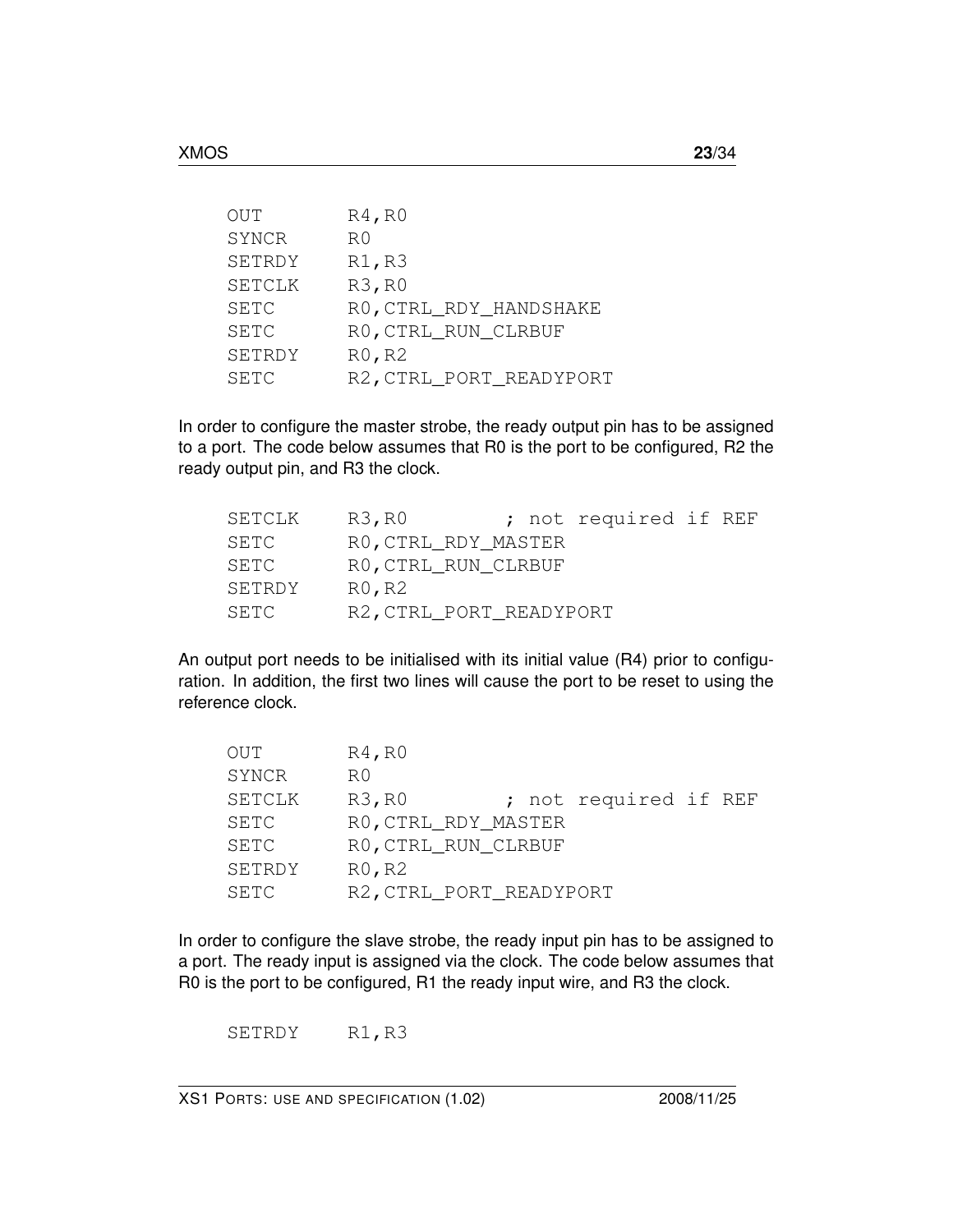```
OUT       R4,R0
SYNCR     R0
SETRDY    R1,R3
SETCLK    R3,R0
SETC      R0,CTRL_RDY_HANDSHAKE
SETC      R0,CTRL_RUN_CLRBUF
SETRDY    R0,R2
SETC      R2,CTRL_PORT_READYPORT
```

In order to configure the master strobe, the ready output pin has to be assigned to a port. The code below assumes that R0 is the port to be configured, R2 the ready output pin, and R3 the clock.

```
SETCLK    R3,R0          ; not required if REF
SETC      R0,CTRL_RDY_MASTER
SETC      R0,CTRL_RUN_CLRBUF
SETRDY    R0,R2
SETC      R2,CTRL_PORT_READYPORT
```

An output port needs to be initialised with its initial value (R4) prior to configuration. In addition, the first two lines will cause the port to be reset to using the reference clock.

```
OUT       R4,R0
SYNCR     R0
SETCLK    R3,R0          ; not required if REF
SETC      R0,CTRL_RDY_MASTER
SETC      R0,CTRL_RUN_CLRBUF
SETRDY    R0,R2
SETC      R2,CTRL_PORT_READYPORT
```

In order to configure the slave strobe, the ready input pin has to be assigned to a port. The ready input is assigned via the clock. The code below assumes that R0 is the port to be configured, R1 the ready input wire, and R3 the clock.

```
SETRDY    R1,R3
```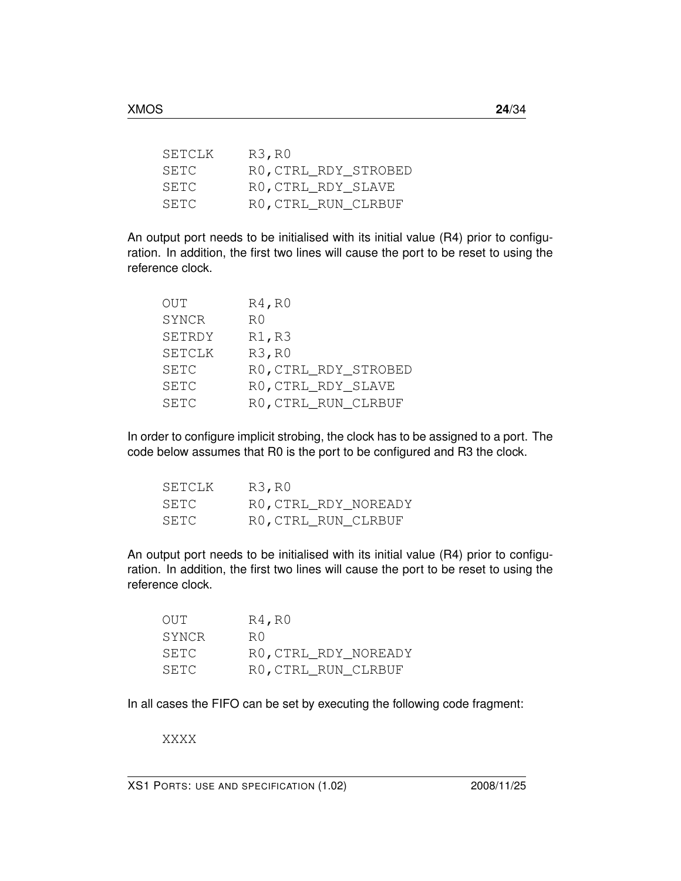```
SETCLK    R3,R0
SETC      R0,CTRL_RDY_STROBED
SETC      R0,CTRL_RDY_SLAVE
SETC      R0,CTRL_RUN_CLRBUF
```

An output port needs to be initialised with its initial value (R4) prior to configuration. In addition, the first two lines will cause the port to be reset to using the reference clock.

```
OUT       R4,R0
SYNCR     R0
SETRDY    R1,R3
SETCLK    R3,R0
SETC      R0,CTRL_RDY_STROBED
SETC      R0,CTRL_RDY_SLAVE
SETC      R0,CTRL_RUN_CLRBUF
```

In order to configure implicit strobing, the clock has to be assigned to a port. The code below assumes that R0 is the port to be configured and R3 the clock.

```
SETCLK    R3,R0
SETC      R0,CTRL_RDY_NOREADY
SETC      R0,CTRL_RUN_CLRBUF
```

An output port needs to be initialised with its initial value (R4) prior to configuration. In addition, the first two lines will cause the port to be reset to using the reference clock.

```
OUT       R4,R0
SYNCR     R0
SETC      R0,CTRL_RDY_NOREADY
SETC      R0,CTRL_RUN_CLRBUF
```

In all cases the FIFO can be set by executing the following code fragment:

```
XXXX
```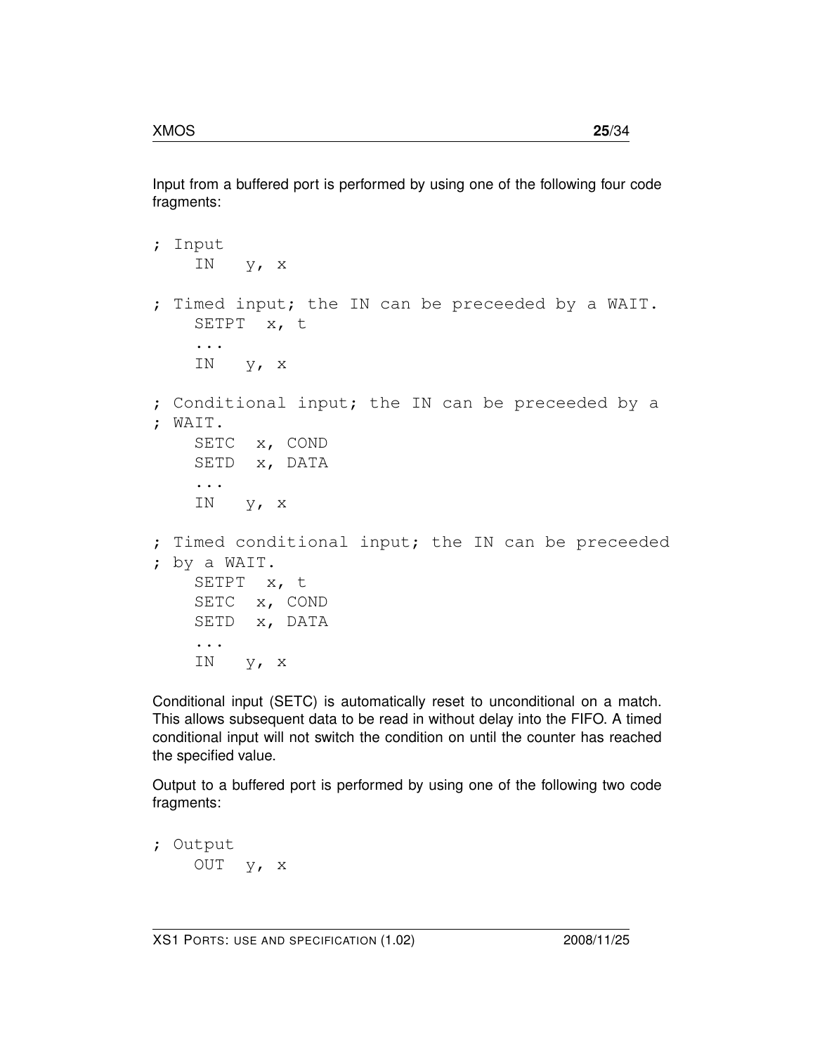Input from a buffered port is performed by using one of the following four code fragments:

```
; Input
    IN   y, x

; Timed input; the IN can be preceeded by a WAIT.
    SETPT  x, t
    ...
    IN   y, x

; Conditional input; the IN can be preceeded by a
; WAIT.
    SETC  x, COND
    SETD  x, DATA
    ...
    IN   y, x

; Timed conditional input; the IN can be preceeded
; by a WAIT.
    SETPT  x, t
    SETC  x, COND
    SETD  x, DATA
    ...
    IN   y, x
```

Conditional input (SETC) is automatically reset to unconditional on a match. This allows subsequent data to be read in without delay into the FIFO. A timed conditional input will not switch the condition on until the counter has reached the specified value.

Output to a buffered port is performed by using one of the following two code fragments:

```
; Output
    OUT  y, x
```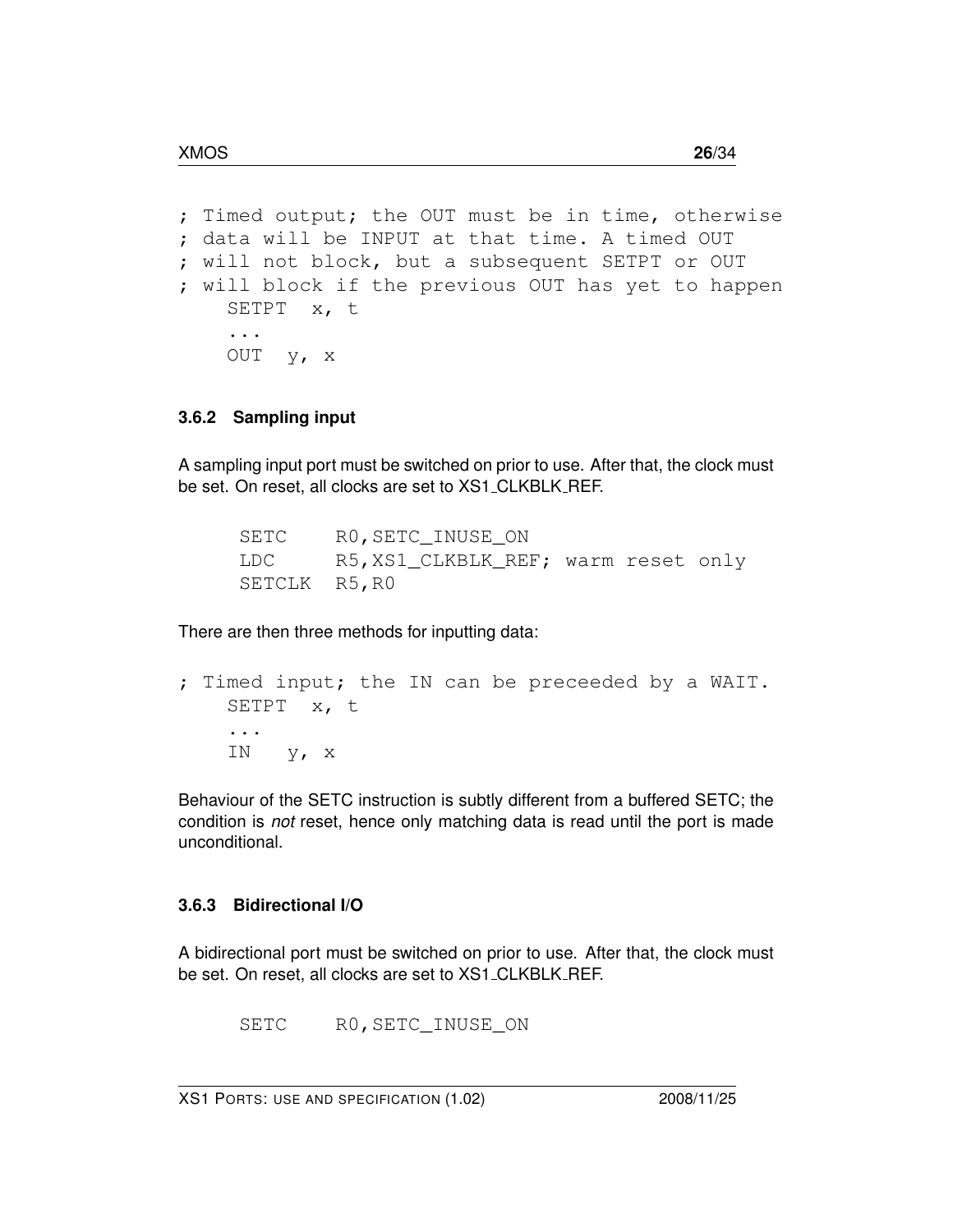```
; Timed output; the OUT must be in time, otherwise
; data will be INPUT at that time. A timed OUT
; will not block, but a subsequent SETPT or OUT
; will block if the previous OUT has yet to happen
    SETPT  x, t
    ...
    OUT  y, x
```

### 3.6.2 Sampling input

A sampling input port must be switched on prior to use. After that, the clock must be set. On reset, all clocks are set to XS1_CLKBLK_REF.

```
SETC    R0,SETC_INUSE_ON
LDC     R5,XS1_CLKBLK_REF; warm reset only
SETCLK  R5,R0
```

There are then three methods for inputting data:

```
; Timed input; the IN can be preceeded by a WAIT.
    SETPT  x, t
    ...
    IN   y, x
```

Behaviour of the SETC instruction is subtly different from a buffered SETC; the condition is *not* reset, hence only matching data is read until the port is made unconditional.

### 3.6.3 Bidirectional I/O

A bidirectional port must be switched on prior to use. After that, the clock must be set. On reset, all clocks are set to XS1_CLKBLK_REF.

```
SETC    R0,SETC_INUSE_ON
```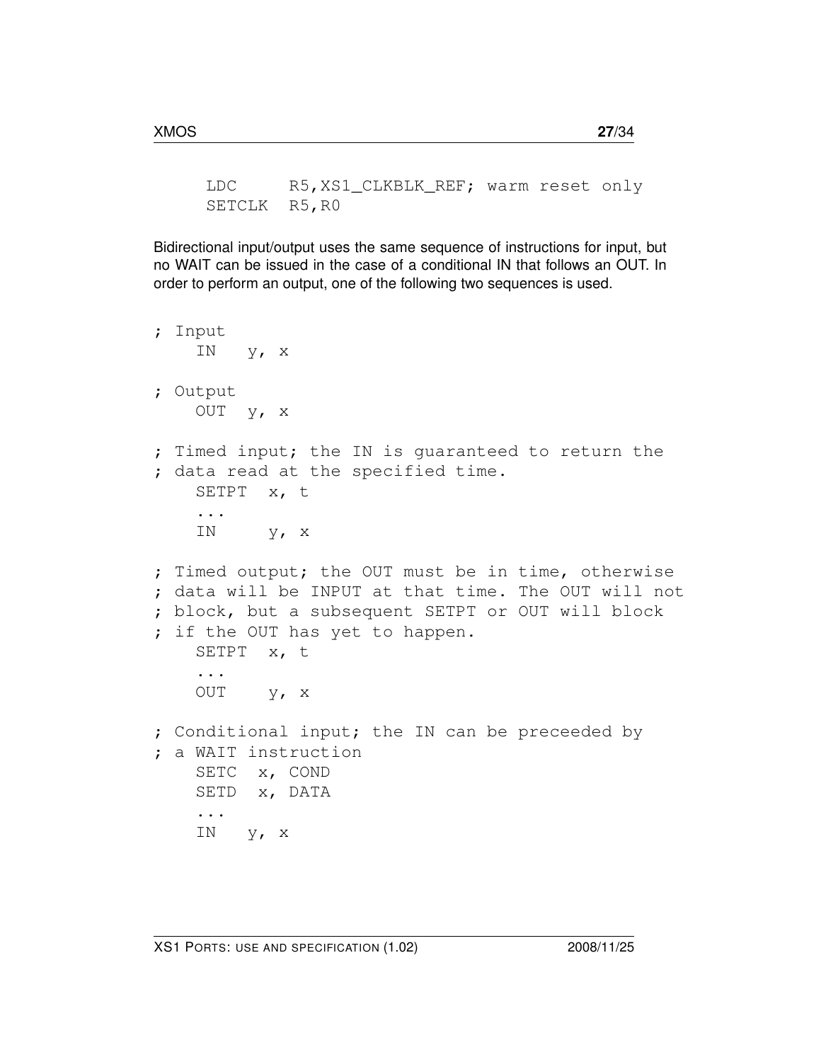```
    LDC      R5,XS1_CLKBLK_REF; warm reset only
    SETCLK  R5,R0
```

Bidirectional input/output uses the same sequence of instructions for input, but no WAIT can be issued in the case of a conditional IN that follows an OUT. In order to perform an output, one of the following two sequences is used.

```
; Input
    IN   y, x

; Output
    OUT  y, x

; Timed input; the IN is guaranteed to return the
; data read at the specified time.
    SETPT  x, t
    ...
    IN     y, x

; Timed output; the OUT must be in time, otherwise
; data will be INPUT at that time. The OUT will not
; block, but a subsequent SETPT or OUT will block
; if the OUT has yet to happen.
    SETPT  x, t
    ...
    OUT    y, x

; Conditional input; the IN can be preceeded by
; a WAIT instruction
    SETC  x, COND
    SETD  x, DATA
    ...
    IN   y, x
```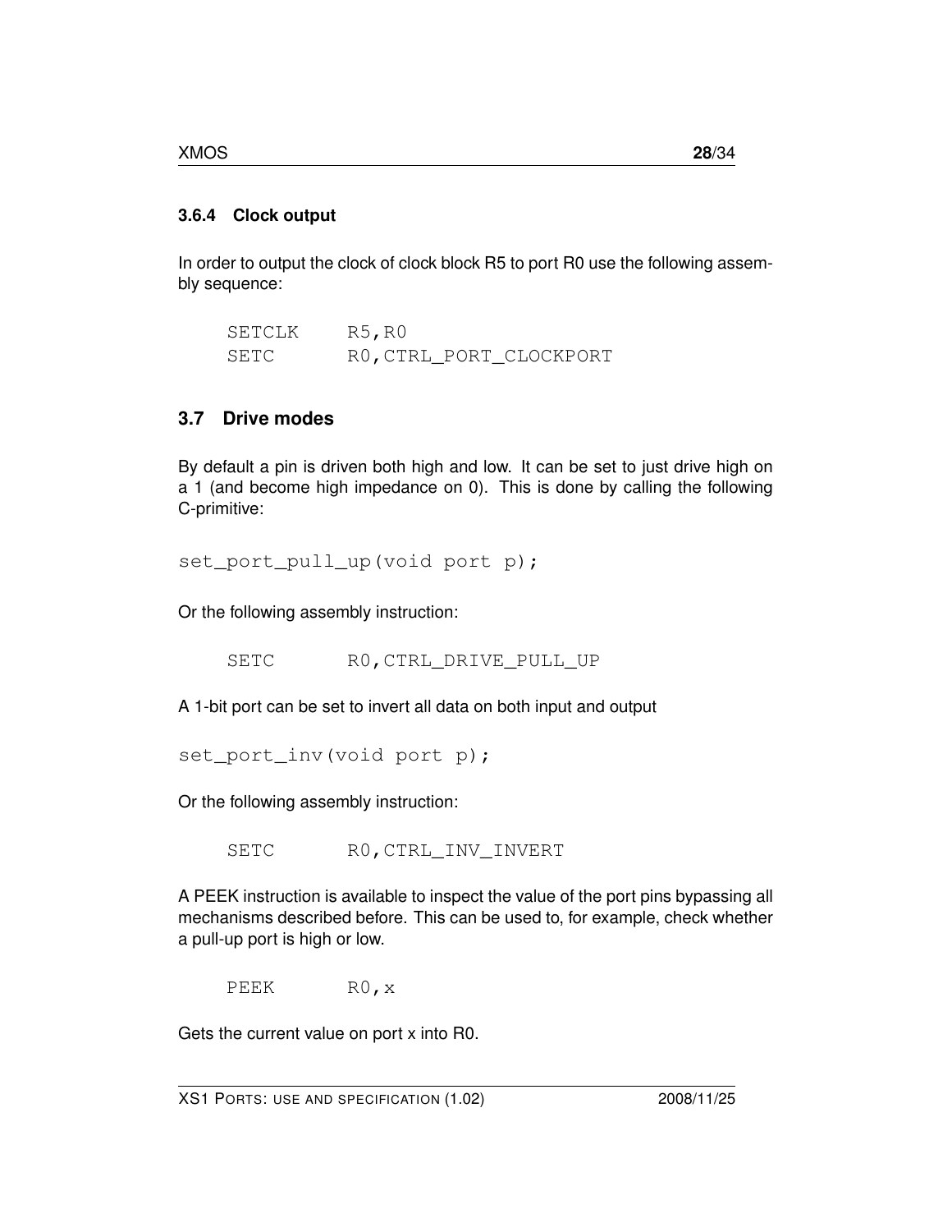### 3.6.4 Clock output

In order to output the clock of clock block R5 to port R0 use the following assembly sequence:

```
SETCLK    R5,R0
SETC      R0,CTRL_PORT_CLOCKPORT
```

## 3.7 Drive modes

By default a pin is driven both high and low. It can be set to just drive high on a 1 (and become high impedance on 0). This is done by calling the following C-primitive:

```
set_port_pull_up(void port p);
```

Or the following assembly instruction:

```
SETC      R0,CTRL_DRIVE_PULL_UP
```

A 1-bit port can be set to invert all data on both input and output

```
set_port_inv(void port p);
```

Or the following assembly instruction:

```
SETC      R0,CTRL_INV_INVERT
```

A PEEK instruction is available to inspect the value of the port pins bypassing all mechanisms described before. This can be used to, for example, check whether a pull-up port is high or low.

```
PEEK      R0,x
```

Gets the current value on port x into R0.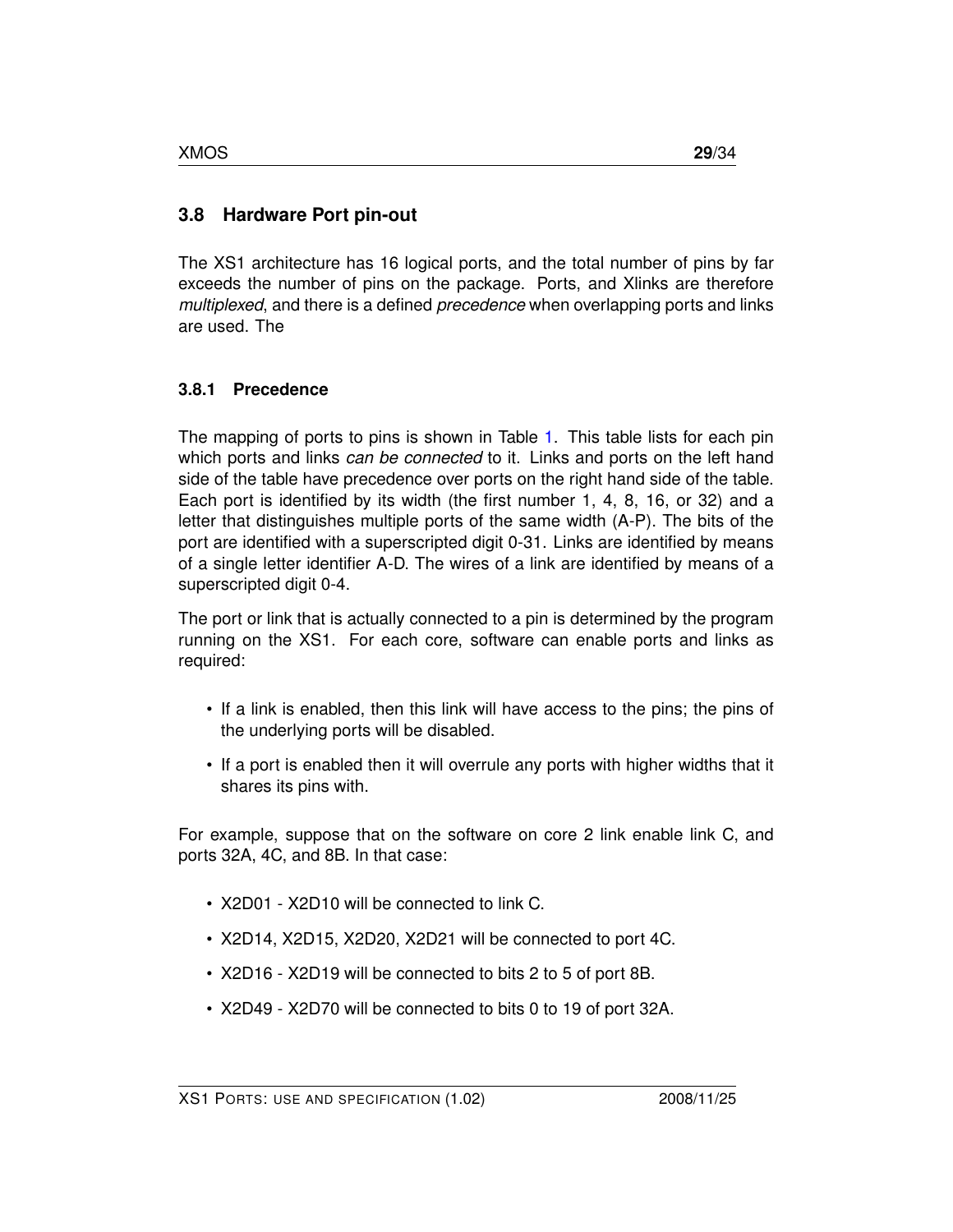## 3.8 Hardware Port pin-out

The XS1 architecture has 16 logical ports, and the total number of pins by far exceeds the number of pins on the package. Ports, and Xlinks are therefore *multiplexed*, and there is a defined *precedence* when overlapping ports and links are used. The

### 3.8.1 Precedence

The mapping of ports to pins is shown in Table 1. This table lists for each pin which ports and links *can be connected* to it. Links and ports on the left hand side of the table have precedence over ports on the right hand side of the table. Each port is identified by its width (the first number 1, 4, 8, 16, or 32) and a letter that distinguishes multiple ports of the same width (A-P). The bits of the port are identified with a superscripted digit 0-31. Links are identified by means of a single letter identifier A-D. The wires of a link are identified by means of a superscripted digit 0-4.

The port or link that is actually connected to a pin is determined by the program running on the XS1. For each core, software can enable ports and links as required:

- If a link is enabled, then this link will have access to the pins; the pins of the underlying ports will be disabled.
- If a port is enabled then it will overrule any ports with higher widths that it shares its pins with.

For example, suppose that on the software on core 2 link enable link C, and ports 32A, 4C, and 8B. In that case:

- X2D01 - X2D10 will be connected to link C.
- X2D14, X2D15, X2D20, X2D21 will be connected to port 4C.
- X2D16 - X2D19 will be connected to bits 2 to 5 of port 8B.
- X2D49 - X2D70 will be connected to bits 0 to 19 of port 32A.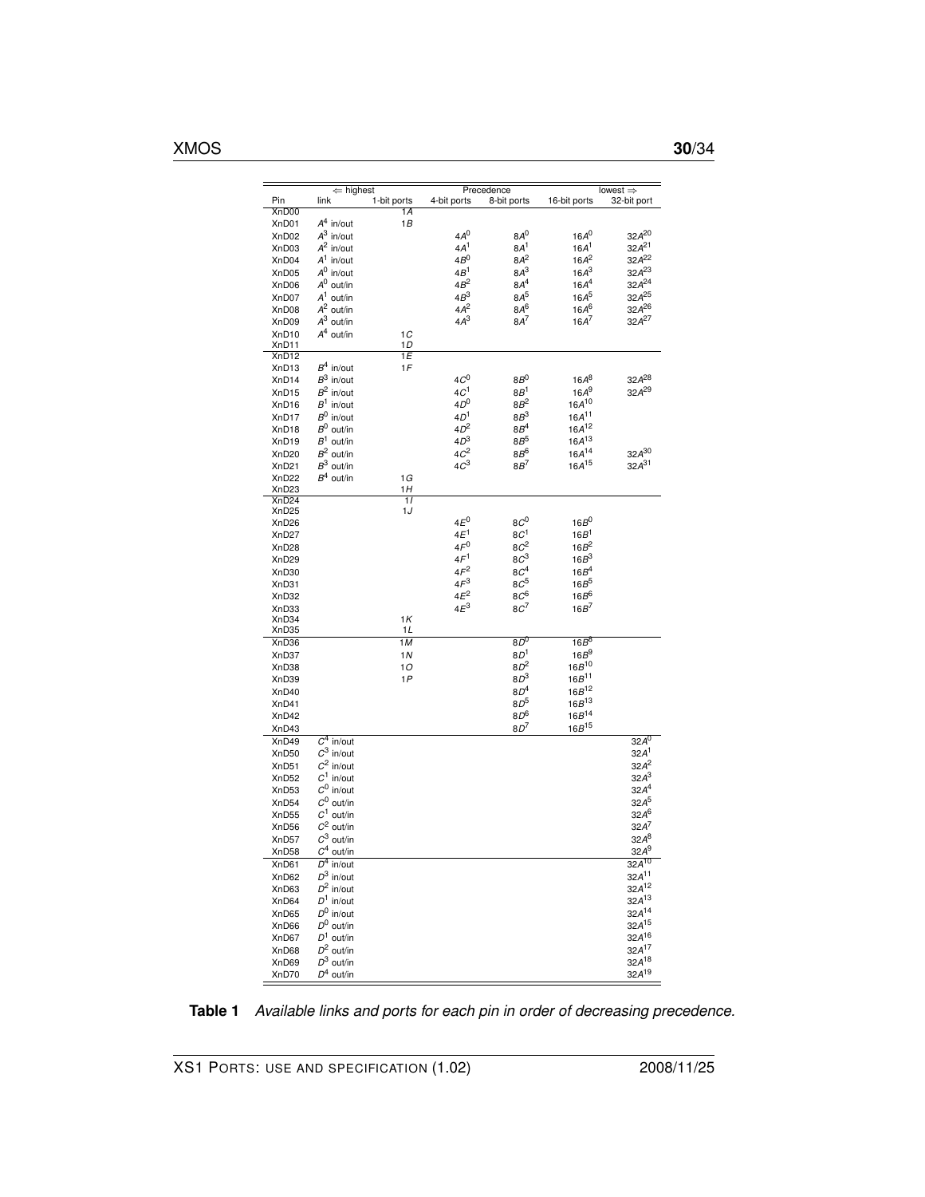| Pin | ⇐ highest link | 1-bit ports | Precedence 4-bit ports | 8-bit ports | 16-bit ports | lowest ⇒ 32-bit port |
|---|---|---|---|---|---|---|
| XnD00 | | $1A$ | | | | |
| XnD01 | $A^4$ in/out | $1B$ | | | | |
| XnD02 | $A^3$ in/out | | $4A^0$ | $8A^0$ | $16A^0$ | $32A^{20}$ |
| XnD03 | $A^2$ in/out | | $4A^1$ | $8A^1$ | $16A^1$ | $32A^{21}$ |
| XnD04 | $A^1$ in/out | | $4B^0$ | $8A^2$ | $16A^2$ | $32A^{22}$ |
| XnD05 | $A^0$ in/out | | $4B^1$ | $8A^3$ | $16A^3$ | $32A^{23}$ |
| XnD06 | $A^0$ out/in | | $4B^2$ | $8A^4$ | $16A^4$ | $32A^{24}$ |
| XnD07 | $A^1$ out/in | | $4B^3$ | $8A^5$ | $16A^5$ | $32A^{25}$ |
| XnD08 | $A^2$ out/in | | $4A^2$ | $8A^6$ | $16A^6$ | $32A^{26}$ |
| XnD09 | $A^3$ out/in | | $4A^3$ | $8A^7$ | $16A^7$ | $32A^{27}$ |
| XnD10 | $A^4$ out/in | $1C$ | | | | |
| XnD11 | | $1D$ | | | | |
| XnD12 | | $1E$ | | | | |
| XnD13 | $B^4$ in/out | $1F$ | | | | |
| XnD14 | $B^3$ in/out | | $4C^0$ | $8B^0$ | $16A^8$ | $32A^{28}$ |
| XnD15 | $B^2$ in/out | | $4C^1$ | $8B^1$ | $16A^9$ | $32A^{29}$ |
| XnD16 | $B^1$ in/out | | $4D^0$ | $8B^2$ | $16A^{10}$ | |
| XnD17 | $B^0$ in/out | | $4D^1$ | $8B^3$ | $16A^{11}$ | |
| XnD18 | $B^0$ out/in | | $4D^2$ | $8B^4$ | $16A^{12}$ | |
| XnD19 | $B^1$ out/in | | $4D^3$ | $8B^5$ | $16A^{13}$ | |
| XnD20 | $B^2$ out/in | | $4C^2$ | $8B^6$ | $16A^{14}$ | $32A^{30}$ |
| XnD21 | $B^3$ out/in | | $4C^3$ | $8B^7$ | $16A^{15}$ | $32A^{31}$ |
| XnD22 | $B^4$ out/in | $1G$ | | | | |
| XnD23 | | $1H$ | | | | |
| XnD24 | | $1I$ | | | | |
| XnD25 | | $1J$ | | | | |
| XnD26 | | | $4E^0$ | $8C^0$ | $16B^0$ | |
| XnD27 | | | $4E^1$ | $8C^1$ | $16B^1$ | |
| XnD28 | | | $4F^0$ | $8C^2$ | $16B^2$ | |
| XnD29 | | | $4F^1$ | $8C^3$ | $16B^3$ | |
| XnD30 | | | $4F^2$ | $8C^4$ | $16B^4$ | |
| XnD31 | | | $4F^3$ | $8C^5$ | $16B^5$ | |
| XnD32 | | | $4E^2$ | $8C^6$ | $16B^6$ | |
| XnD33 | | | $4E^3$ | $8C^7$ | $16B^7$ | |
| XnD34 | | $1K$ | | | | |
| XnD35 | | $1L$ | | | | |
| XnD36 | | $1M$ | | $8D^0$ | $16B^8$ | |
| XnD37 | | $1N$ | | $8D^1$ | $16B^9$ | |
| XnD38 | | $1O$ | | $8D^2$ | $16B^{10}$ | |
| XnD39 | | $1P$ | | $8D^3$ | $16B^{11}$ | |
| XnD40 | | | | $8D^4$ | $16B^{12}$ | |
| XnD41 | | | | $8D^5$ | $16B^{13}$ | |
| XnD42 | | | | $8D^6$ | $16B^{14}$ | |
| XnD43 | | | | $8D^7$ | $16B^{15}$ | |
| XnD49 | $C^4$ in/out | | | | | $32A^0$ |
| XnD50 | $C^3$ in/out | | | | | $32A^1$ |
| XnD51 | $C^2$ in/out | | | | | $32A^2$ |
| XnD52 | $C^1$ in/out | | | | | $32A^3$ |
| XnD53 | $C^0$ in/out | | | | | $32A^4$ |
| XnD54 | $C^0$ out/in | | | | | $32A^5$ |
| XnD55 | $C^1$ out/in | | | | | $32A^6$ |
| XnD56 | $C^2$ out/in | | | | | $32A^7$ |
| XnD57 | $C^3$ out/in | | | | | $32A^8$ |
| XnD58 | $C^4$ out/in | | | | | $32A^9$ |
| XnD61 | $D^4$ in/out | | | | | $32A^{10}$ |
| XnD62 | $D^3$ in/out | | | | | $32A^{11}$ |
| XnD63 | $D^2$ in/out | | | | | $32A^{12}$ |
| XnD64 | $D^1$ in/out | | | | | $32A^{13}$ |
| XnD65 | $D^0$ in/out | | | | | $32A^{14}$ |
| XnD66 | $D^0$ out/in | | | | | $32A^{15}$ |
| XnD67 | $D^1$ out/in | | | | | $32A^{16}$ |
| XnD68 | $D^2$ out/in | | | | | $32A^{17}$ |
| XnD69 | $D^3$ out/in | | | | | $32A^{18}$ |
| XnD70 | $D^4$ out/in | | | | | $32A^{19}$ |

**Table 1** *Available links and ports for each pin in order of decreasing precedence.*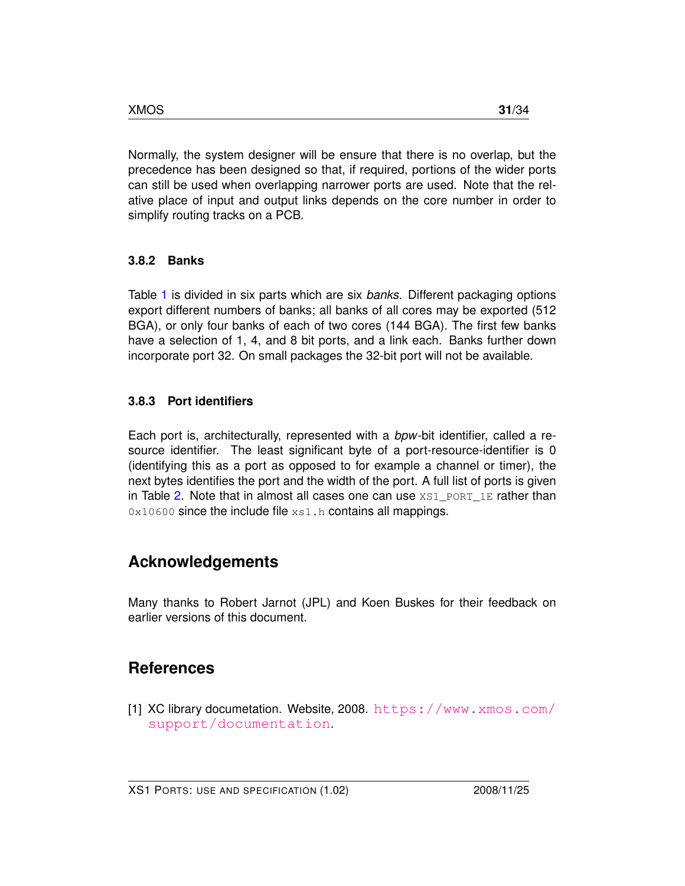Normally, the system designer will be ensure that there is no overlap, but the precedence has been designed so that, if required, portions of the wider ports can still be used when overlapping narrower ports are used. Note that the relative place of input and output links depends on the core number in order to simplify routing tracks on a PCB.

### 3.8.2 Banks

Table 1 is divided in six parts which are six *banks*. Different packaging options export different numbers of banks; all banks of all cores may be exported (512 BGA), or only four banks of each of two cores (144 BGA). The first few banks have a selection of 1, 4, and 8 bit ports, and a link each. Banks further down incorporate port 32. On small packages the 32-bit port will not be available.

### 3.8.3 Port identifiers

Each port is, architecturally, represented with a *bpw*-bit identifier, called a resource identifier. The least significant byte of a port-resource-identifier is 0 (identifying this as a port as opposed to for example a channel or timer), the next bytes identifies the port and the width of the port. A full list of ports is given in Table 2. Note that in almost all cases one can use `XS1_PORT_1E` rather than `0x10600` since the include file `xs1.h` contains all mappings.

## Acknowledgements

Many thanks to Robert Jarnot (JPL) and Koen Buskes for their feedback on earlier versions of this document.

## References

[1] XC library documetation. Website, 2008. https://www.xmos.com/support/documentation.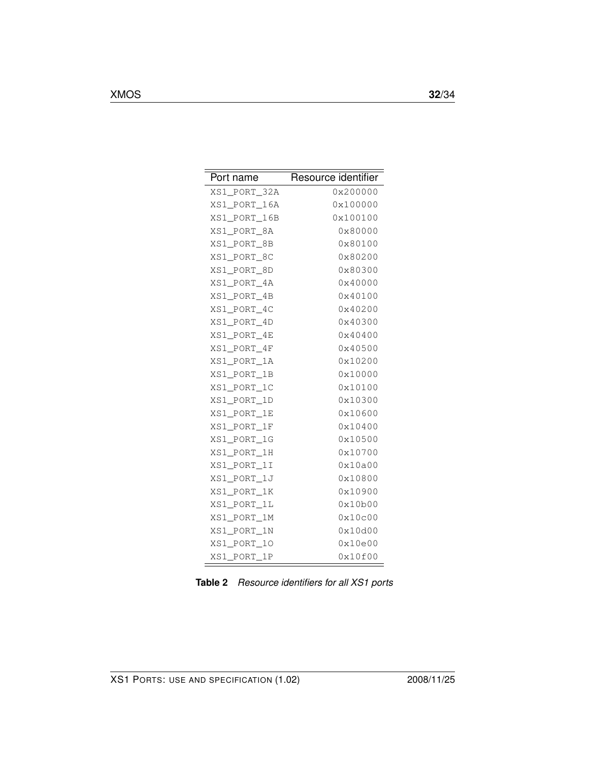| Port name | Resource identifier |
|---|---|
| XS1_PORT_32A | 0x200000 |
| XS1_PORT_16A | 0x100000 |
| XS1_PORT_16B | 0x100100 |
| XS1_PORT_8A | 0x80000 |
| XS1_PORT_8B | 0x80100 |
| XS1_PORT_8C | 0x80200 |
| XS1_PORT_8D | 0x80300 |
| XS1_PORT_4A | 0x40000 |
| XS1_PORT_4B | 0x40100 |
| XS1_PORT_4C | 0x40200 |
| XS1_PORT_4D | 0x40300 |
| XS1_PORT_4E | 0x40400 |
| XS1_PORT_4F | 0x40500 |
| XS1_PORT_1A | 0x10200 |
| XS1_PORT_1B | 0x10000 |
| XS1_PORT_1C | 0x10100 |
| XS1_PORT_1D | 0x10300 |
| XS1_PORT_1E | 0x10600 |
| XS1_PORT_1F | 0x10400 |
| XS1_PORT_1G | 0x10500 |
| XS1_PORT_1H | 0x10700 |
| XS1_PORT_1I | 0x10a00 |
| XS1_PORT_1J | 0x10800 |
| XS1_PORT_1K | 0x10900 |
| XS1_PORT_1L | 0x10b00 |
| XS1_PORT_1M | 0x10c00 |
| XS1_PORT_1N | 0x10d00 |
| XS1_PORT_1O | 0x10e00 |
| XS1_PORT_1P | 0x10f00 |

**Table 2** *Resource identifiers for all XS1 ports*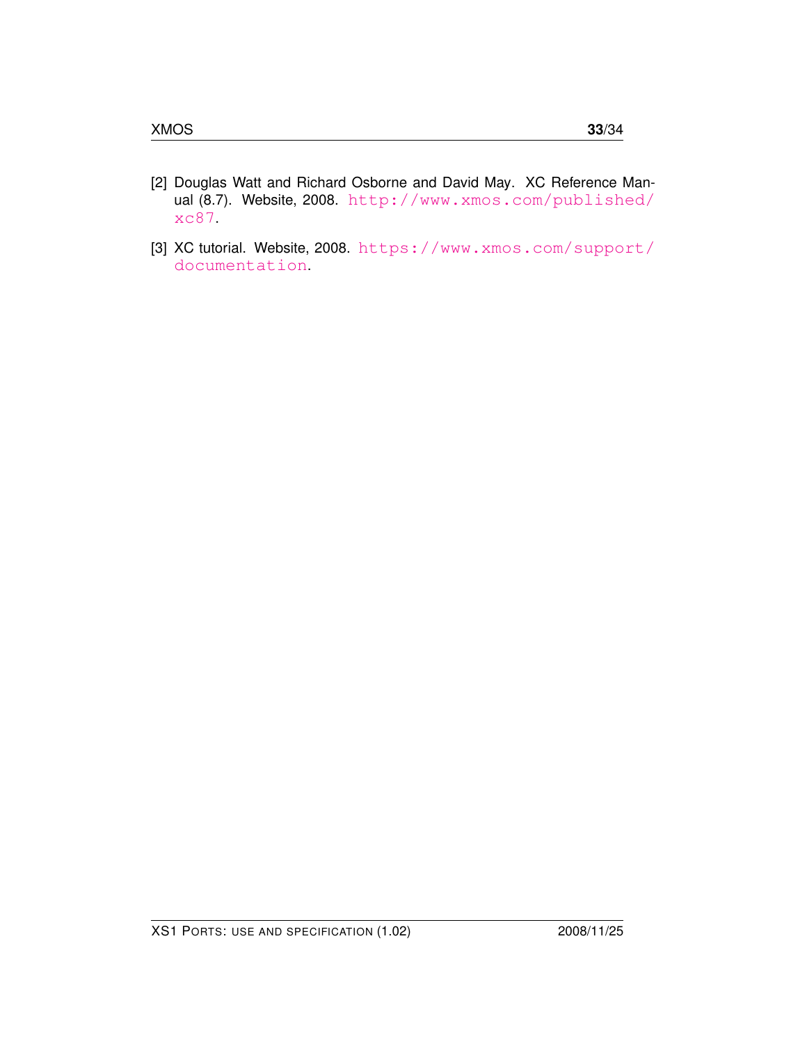[2] Douglas Watt and Richard Osborne and David May. XC Reference Manual (8.7). Website, 2008. http://www.xmos.com/published/xc87.

[3] XC tutorial. Website, 2008. https://www.xmos.com/support/documentation.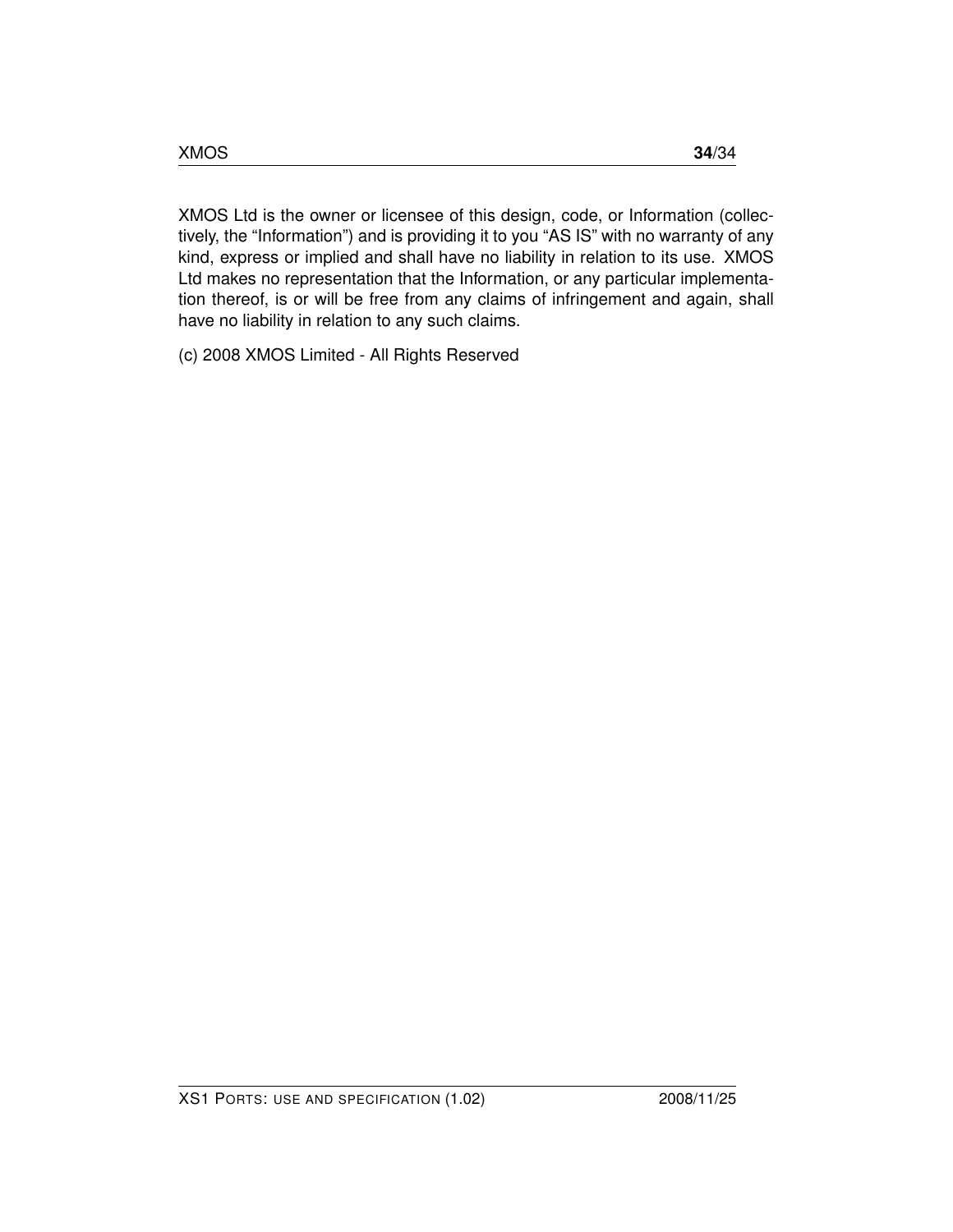XMOS Ltd is the owner or licensee of this design, code, or Information (collectively, the “Information”) and is providing it to you “AS IS” with no warranty of any kind, express or implied and shall have no liability in relation to its use. XMOS Ltd makes no representation that the Information, or any particular implementation thereof, is or will be free from any claims of infringement and again, shall have no liability in relation to any such claims.

(c) 2008 XMOS Limited - All Rights Reserved